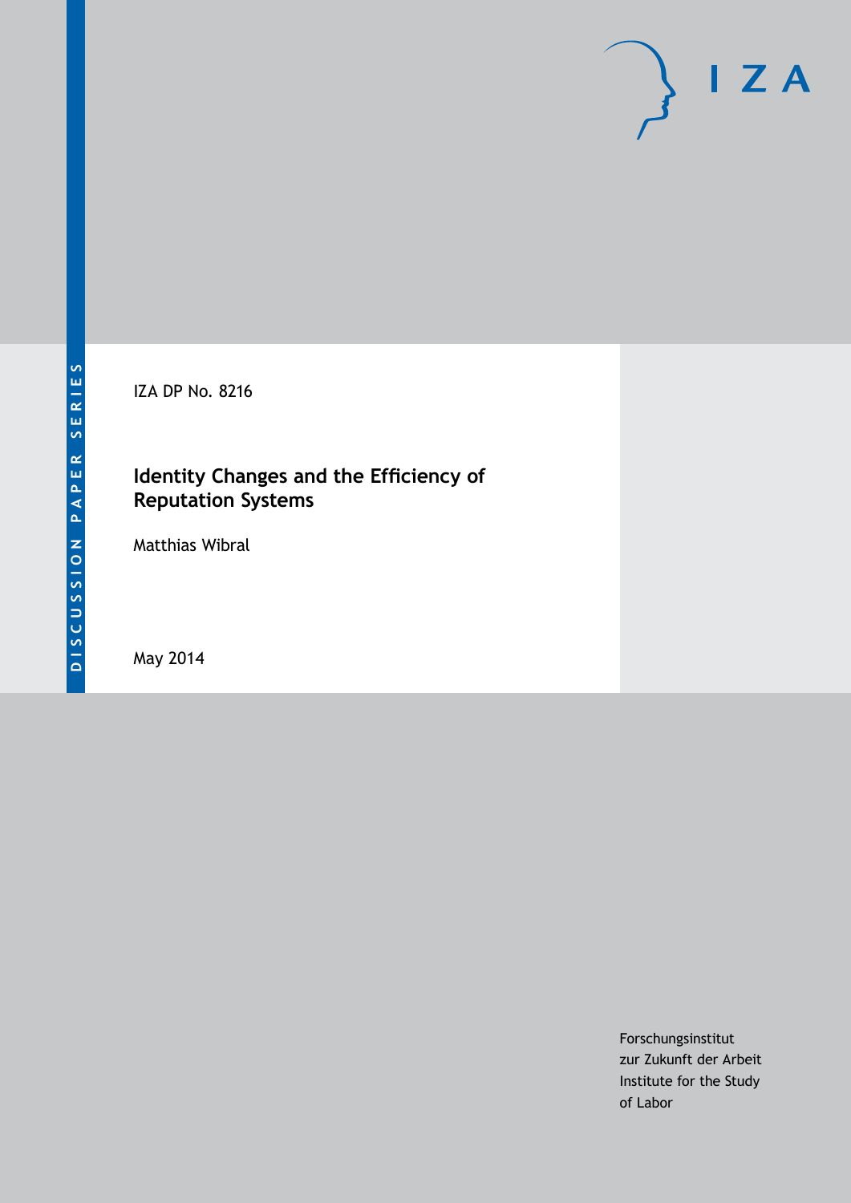DISCUSSION PAPER SERIES

IZA DP No. 8216

# Identity Changes and the Efficiency of Reputation Systems

Matthias Wibral

May 2014

Forschungsinstitut
zur Zukunft der Arbeit
Institute for the Study
of Labor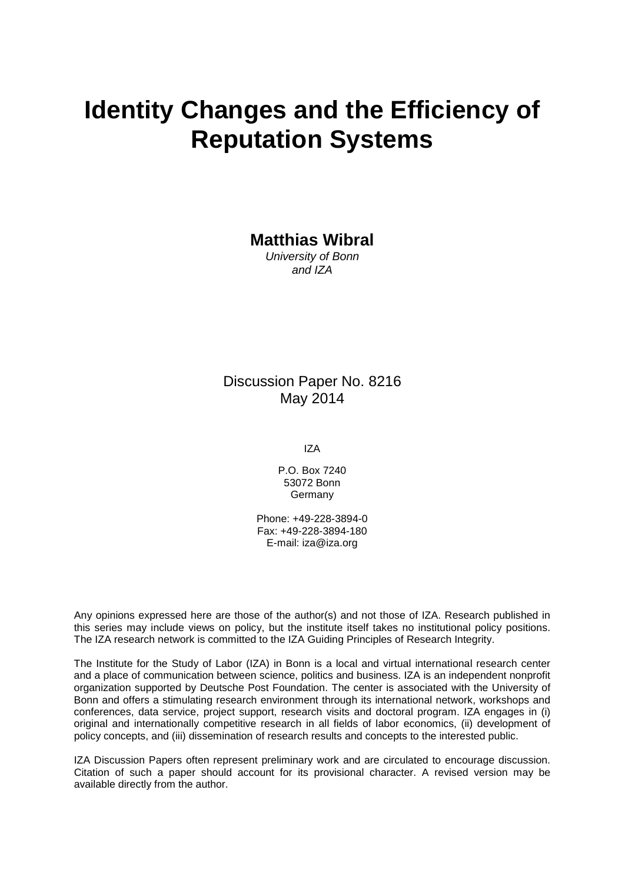# Identity Changes and the Efficiency of Reputation Systems

**Matthias Wibral**  
*University of Bonn*  
*and IZA*

Discussion Paper No. 8216  
May 2014

IZA

P.O. Box 7240  
53072 Bonn  
Germany

Phone: +49-228-3894-0  
Fax: +49-228-3894-180  
E-mail: iza@iza.org

Any opinions expressed here are those of the author(s) and not those of IZA. Research published in this series may include views on policy, but the institute itself takes no institutional policy positions. The IZA research network is committed to the IZA Guiding Principles of Research Integrity.

The Institute for the Study of Labor (IZA) in Bonn is a local and virtual international research center and a place of communication between science, politics and business. IZA is an independent nonprofit organization supported by Deutsche Post Foundation. The center is associated with the University of Bonn and offers a stimulating research environment through its international network, workshops and conferences, data service, project support, research visits and doctoral program. IZA engages in (i) original and internationally competitive research in all fields of labor economics, (ii) development of policy concepts, and (iii) dissemination of research results and concepts to the interested public.

IZA Discussion Papers often represent preliminary work and are circulated to encourage discussion. Citation of such a paper should account for its provisional character. A revised version may be available directly from the author.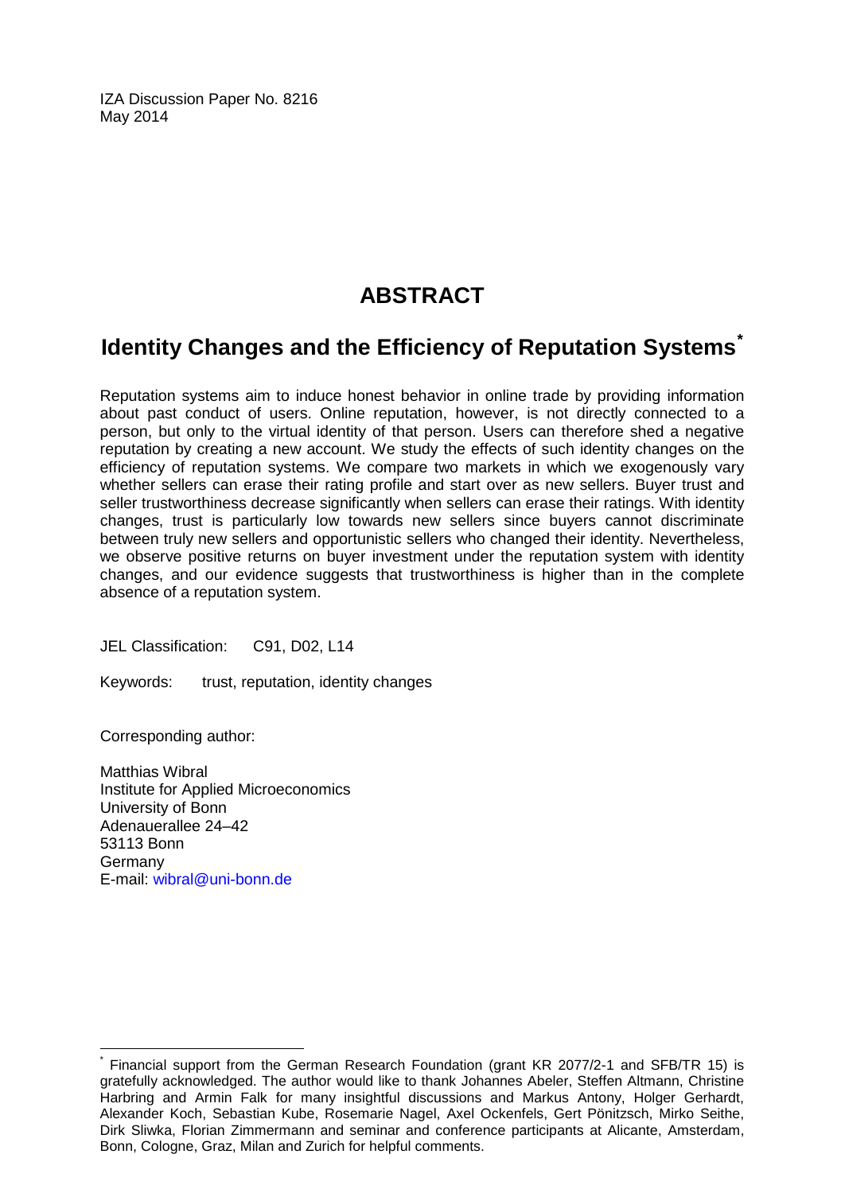IZA Discussion Paper No. 8216
May 2014

# ABSTRACT

## Identity Changes and the Efficiency of Reputation Systems*

Reputation systems aim to induce honest behavior in online trade by providing information about past conduct of users. Online reputation, however, is not directly connected to a person, but only to the virtual identity of that person. Users can therefore shed a negative reputation by creating a new account. We study the effects of such identity changes on the efficiency of reputation systems. We compare two markets in which we exogenously vary whether sellers can erase their rating profile and start over as new sellers. Buyer trust and seller trustworthiness decrease significantly when sellers can erase their ratings. With identity changes, trust is particularly low towards new sellers since buyers cannot discriminate between truly new sellers and opportunistic sellers who changed their identity. Nevertheless, we observe positive returns on buyer investment under the reputation system with identity changes, and our evidence suggests that trustworthiness is higher than in the complete absence of a reputation system.

JEL Classification: C91, D02, L14

Keywords: trust, reputation, identity changes

Corresponding author:

Matthias Wibral
Institute for Applied Microeconomics
University of Bonn
Adenauerallee 24–42
53113 Bonn
Germany
E-mail: wibral@uni-bonn.de

---

* Financial support from the German Research Foundation (grant KR 2077/2-1 and SFB/TR 15) is gratefully acknowledged. The author would like to thank Johannes Abeler, Steffen Altmann, Christine Harbring and Armin Falk for many insightful discussions and Markus Antony, Holger Gerhardt, Alexander Koch, Sebastian Kube, Rosemarie Nagel, Axel Ockenfels, Gert Pönitzsch, Mirko Seithe, Dirk Sliwka, Florian Zimmermann and seminar and conference participants at Alicante, Amsterdam, Bonn, Cologne, Graz, Milan and Zurich for helpful comments.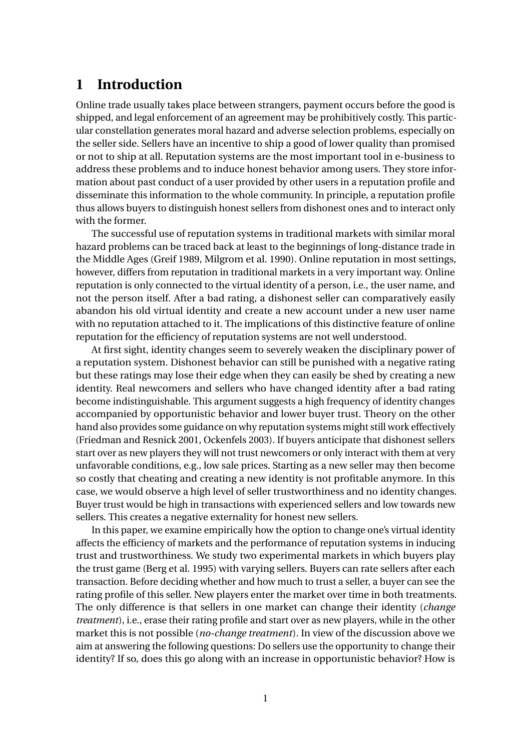# 1 Introduction

Online trade usually takes place between strangers, payment occurs before the good is shipped, and legal enforcement of an agreement may be prohibitively costly. This particular constellation generates moral hazard and adverse selection problems, especially on the seller side. Sellers have an incentive to ship a good of lower quality than promised or not to ship at all. Reputation systems are the most important tool in e-business to address these problems and to induce honest behavior among users. They store information about past conduct of a user provided by other users in a reputation profile and disseminate this information to the whole community. In principle, a reputation profile thus allows buyers to distinguish honest sellers from dishonest ones and to interact only with the former.

The successful use of reputation systems in traditional markets with similar moral hazard problems can be traced back at least to the beginnings of long-distance trade in the Middle Ages (Greif 1989, Milgrom et al. 1990). Online reputation in most settings, however, differs from reputation in traditional markets in a very important way. Online reputation is only connected to the virtual identity of a person, i.e., the user name, and not the person itself. After a bad rating, a dishonest seller can comparatively easily abandon his old virtual identity and create a new account under a new user name with no reputation attached to it. The implications of this distinctive feature of online reputation for the efficiency of reputation systems are not well understood.

At first sight, identity changes seem to severely weaken the disciplinary power of a reputation system. Dishonest behavior can still be punished with a negative rating but these ratings may lose their edge when they can easily be shed by creating a new identity. Real newcomers and sellers who have changed identity after a bad rating become indistinguishable. This argument suggests a high frequency of identity changes accompanied by opportunistic behavior and lower buyer trust. Theory on the other hand also provides some guidance on why reputation systems might still work effectively (Friedman and Resnick 2001, Ockenfels 2003). If buyers anticipate that dishonest sellers start over as new players they will not trust newcomers or only interact with them at very unfavorable conditions, e.g., low sale prices. Starting as a new seller may then become so costly that cheating and creating a new identity is not profitable anymore. In this case, we would observe a high level of seller trustworthiness and no identity changes. Buyer trust would be high in transactions with experienced sellers and low towards new sellers. This creates a negative externality for honest new sellers.

In this paper, we examine empirically how the option to change one's virtual identity affects the efficiency of markets and the performance of reputation systems in inducing trust and trustworthiness. We study two experimental markets in which buyers play the trust game (Berg et al. 1995) with varying sellers. Buyers can rate sellers after each transaction. Before deciding whether and how much to trust a seller, a buyer can see the rating profile of this seller. New players enter the market over time in both treatments. The only difference is that sellers in one market can change their identity (*change treatment*), i.e., erase their rating profile and start over as new players, while in the other market this is not possible (*no-change treatment*). In view of the discussion above we aim at answering the following questions: Do sellers use the opportunity to change their identity? If so, does this go along with an increase in opportunistic behavior? How is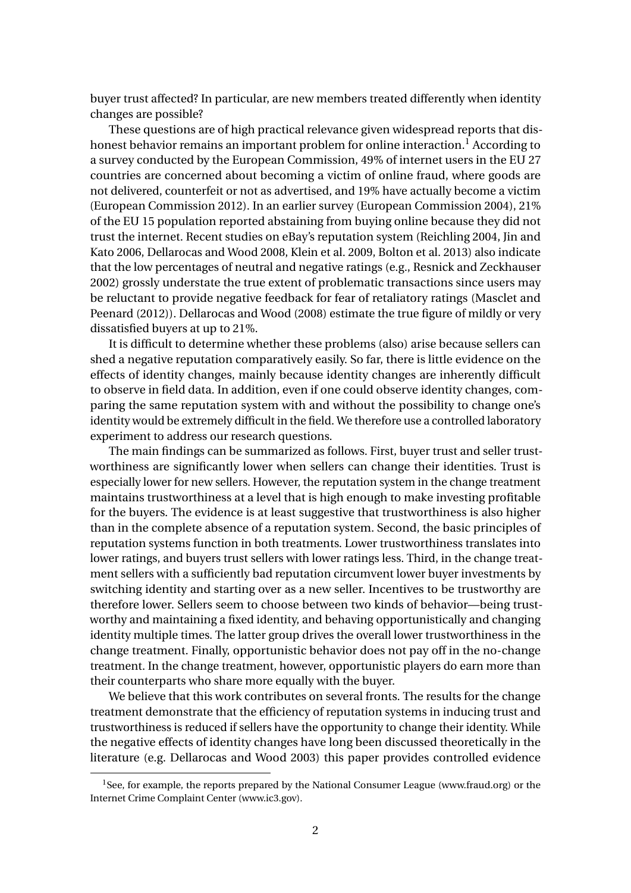buyer trust affected? In particular, are new members treated differently when identity changes are possible?

These questions are of high practical relevance given widespread reports that dishonest behavior remains an important problem for online interaction.[1] According to a survey conducted by the European Commission, 49% of internet users in the EU 27 countries are concerned about becoming a victim of online fraud, where goods are not delivered, counterfeit or not as advertised, and 19% have actually become a victim (European Commission 2012). In an earlier survey (European Commission 2004), 21% of the EU 15 population reported abstaining from buying online because they did not trust the internet. Recent studies on eBay's reputation system (Reichling 2004, Jin and Kato 2006, Dellarocas and Wood 2008, Klein et al. 2009, Bolton et al. 2013) also indicate that the low percentages of neutral and negative ratings (e.g., Resnick and Zeckhauser 2002) grossly understate the true extent of problematic transactions since users may be reluctant to provide negative feedback for fear of retaliatory ratings (Masclet and Peenard (2012)). Dellarocas and Wood (2008) estimate the true figure of mildly or very dissatisfied buyers at up to 21%.

It is difficult to determine whether these problems (also) arise because sellers can shed a negative reputation comparatively easily. So far, there is little evidence on the effects of identity changes, mainly because identity changes are inherently difficult to observe in field data. In addition, even if one could observe identity changes, comparing the same reputation system with and without the possibility to change one's identity would be extremely difficult in the field. We therefore use a controlled laboratory experiment to address our research questions.

The main findings can be summarized as follows. First, buyer trust and seller trustworthiness are significantly lower when sellers can change their identities. Trust is especially lower for new sellers. However, the reputation system in the change treatment maintains trustworthiness at a level that is high enough to make investing profitable for the buyers. The evidence is at least suggestive that trustworthiness is also higher than in the complete absence of a reputation system. Second, the basic principles of reputation systems function in both treatments. Lower trustworthiness translates into lower ratings, and buyers trust sellers with lower ratings less. Third, in the change treatment sellers with a sufficiently bad reputation circumvent lower buyer investments by switching identity and starting over as a new seller. Incentives to be trustworthy are therefore lower. Sellers seem to choose between two kinds of behavior—being trustworthy and maintaining a fixed identity, and behaving opportunistically and changing identity multiple times. The latter group drives the overall lower trustworthiness in the change treatment. Finally, opportunistic behavior does not pay off in the no-change treatment. In the change treatment, however, opportunistic players do earn more than their counterparts who share more equally with the buyer.

We believe that this work contributes on several fronts. The results for the change treatment demonstrate that the efficiency of reputation systems in inducing trust and trustworthiness is reduced if sellers have the opportunity to change their identity. While the negative effects of identity changes have long been discussed theoretically in the literature (e.g. Dellarocas and Wood 2003) this paper provides controlled evidence

[1] See, for example, the reports prepared by the National Consumer League (www.fraud.org) or the Internet Crime Complaint Center (www.ic3.gov).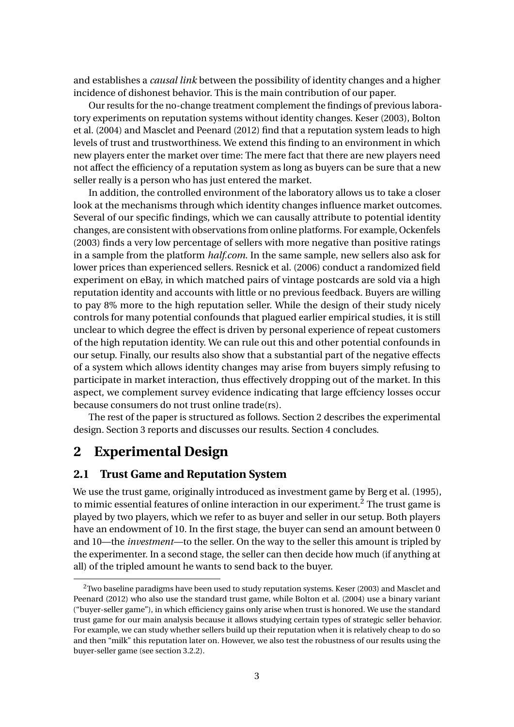and establishes a *causal link* between the possibility of identity changes and a higher incidence of dishonest behavior. This is the main contribution of our paper.

Our results for the no-change treatment complement the findings of previous laboratory experiments on reputation systems without identity changes. Keser (2003), Bolton et al. (2004) and Masclet and Peenard (2012) find that a reputation system leads to high levels of trust and trustworthiness. We extend this finding to an environment in which new players enter the market over time: The mere fact that there are new players need not affect the efficiency of a reputation system as long as buyers can be sure that a new seller really is a person who has just entered the market.

In addition, the controlled environment of the laboratory allows us to take a closer look at the mechanisms through which identity changes influence market outcomes. Several of our specific findings, which we can causally attribute to potential identity changes, are consistent with observations from online platforms. For example, Ockenfels (2003) finds a very low percentage of sellers with more negative than positive ratings in a sample from the platform *half.com*. In the same sample, new sellers also ask for lower prices than experienced sellers. Resnick et al. (2006) conduct a randomized field experiment on eBay, in which matched pairs of vintage postcards are sold via a high reputation identity and accounts with little or no previous feedback. Buyers are willing to pay 8% more to the high reputation seller. While the design of their study nicely controls for many potential confounds that plagued earlier empirical studies, it is still unclear to which degree the effect is driven by personal experience of repeat customers of the high reputation identity. We can rule out this and other potential confounds in our setup. Finally, our results also show that a substantial part of the negative effects of a system which allows identity changes may arise from buyers simply refusing to participate in market interaction, thus effectively dropping out of the market. In this aspect, we complement survey evidence indicating that large effciency losses occur because consumers do not trust online trade(rs).

The rest of the paper is structured as follows. Section 2 describes the experimental design. Section 3 reports and discusses our results. Section 4 concludes.

# 2 Experimental Design

## 2.1 Trust Game and Reputation System

We use the trust game, originally introduced as investment game by Berg et al. (1995), to mimic essential features of online interaction in our experiment.[2] The trust game is played by two players, which we refer to as buyer and seller in our setup. Both players have an endowment of 10. In the first stage, the buyer can send an amount between 0 and 10—the *investment*—to the seller. On the way to the seller this amount is tripled by the experimenter. In a second stage, the seller can then decide how much (if anything at all) of the tripled amount he wants to send back to the buyer.

[2] Two baseline paradigms have been used to study reputation systems. Keser (2003) and Masclet and Peenard (2012) who also use the standard trust game, while Bolton et al. (2004) use a binary variant ("buyer-seller game"), in which efficiency gains only arise when trust is honored. We use the standard trust game for our main analysis because it allows studying certain types of strategic seller behavior. For example, we can study whether sellers build up their reputation when it is relatively cheap to do so and then "milk" this reputation later on. However, we also test the robustness of our results using the buyer-seller game (see section 3.2.2).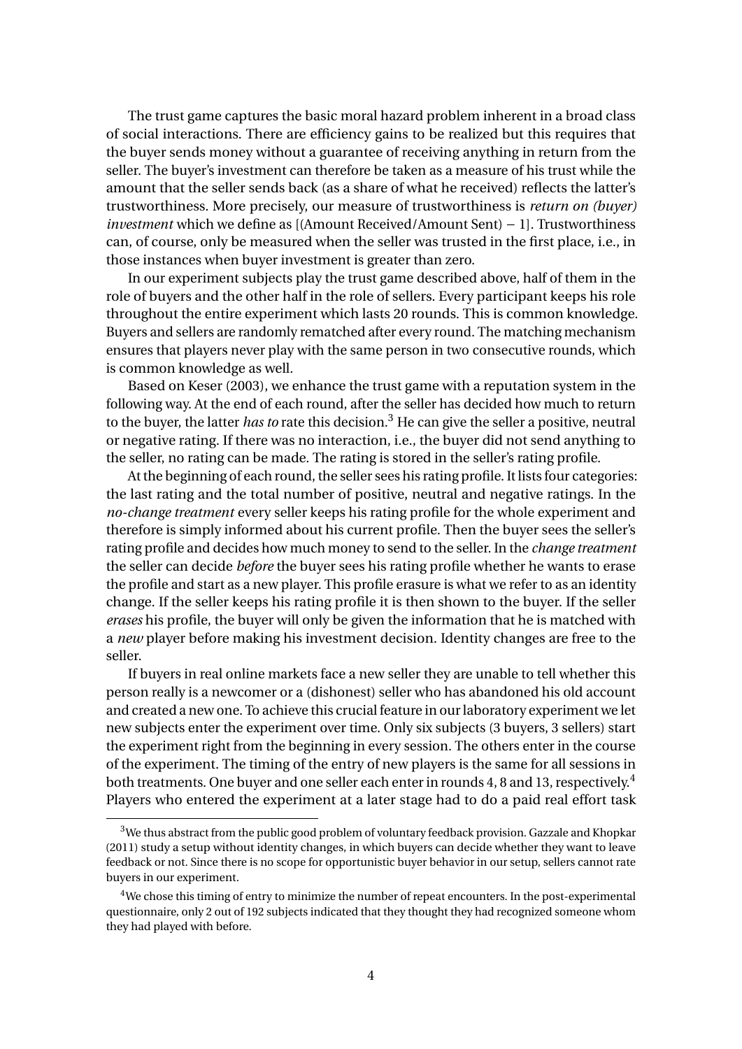The trust game captures the basic moral hazard problem inherent in a broad class of social interactions. There are efficiency gains to be realized but this requires that the buyer sends money without a guarantee of receiving anything in return from the seller. The buyer's investment can therefore be taken as a measure of his trust while the amount that the seller sends back (as a share of what he received) reflects the latter's trustworthiness. More precisely, our measure of trustworthiness is *return on (buyer) investment* which we define as [(Amount Received/Amount Sent) − 1]. Trustworthiness can, of course, only be measured when the seller was trusted in the first place, i.e., in those instances when buyer investment is greater than zero.

In our experiment subjects play the trust game described above, half of them in the role of buyers and the other half in the role of sellers. Every participant keeps his role throughout the entire experiment which lasts 20 rounds. This is common knowledge. Buyers and sellers are randomly rematched after every round. The matching mechanism ensures that players never play with the same person in two consecutive rounds, which is common knowledge as well.

Based on Keser (2003), we enhance the trust game with a reputation system in the following way. At the end of each round, after the seller has decided how much to return to the buyer, the latter *has to* rate this decision.[3] He can give the seller a positive, neutral or negative rating. If there was no interaction, i.e., the buyer did not send anything to the seller, no rating can be made. The rating is stored in the seller's rating profile.

At the beginning of each round, the seller sees his rating profile. It lists four categories: the last rating and the total number of positive, neutral and negative ratings. In the *no-change treatment* every seller keeps his rating profile for the whole experiment and therefore is simply informed about his current profile. Then the buyer sees the seller's rating profile and decides how much money to send to the seller. In the *change treatment* the seller can decide *before* the buyer sees his rating profile whether he wants to erase the profile and start as a new player. This profile erasure is what we refer to as an identity change. If the seller keeps his rating profile it is then shown to the buyer. If the seller *erases* his profile, the buyer will only be given the information that he is matched with a *new* player before making his investment decision. Identity changes are free to the seller.

If buyers in real online markets face a new seller they are unable to tell whether this person really is a newcomer or a (dishonest) seller who has abandoned his old account and created a new one. To achieve this crucial feature in our laboratory experiment we let new subjects enter the experiment over time. Only six subjects (3 buyers, 3 sellers) start the experiment right from the beginning in every session. The others enter in the course of the experiment. The timing of the entry of new players is the same for all sessions in both treatments. One buyer and one seller each enter in rounds 4, 8 and 13, respectively.[4] Players who entered the experiment at a later stage had to do a paid real effort task

[3] We thus abstract from the public good problem of voluntary feedback provision. Gazzale and Khopkar (2011) study a setup without identity changes, in which buyers can decide whether they want to leave feedback or not. Since there is no scope for opportunistic buyer behavior in our setup, sellers cannot rate buyers in our experiment.

[4] We chose this timing of entry to minimize the number of repeat encounters. In the post-experimental questionnaire, only 2 out of 192 subjects indicated that they thought they had recognized someone whom they had played with before.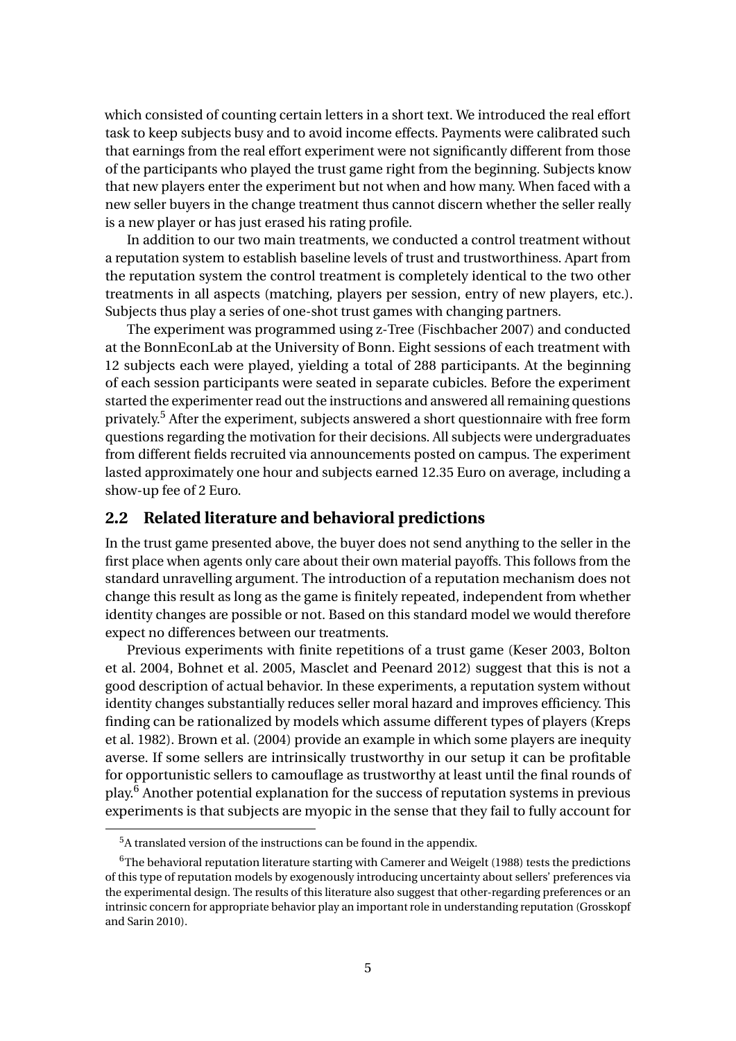which consisted of counting certain letters in a short text. We introduced the real effort task to keep subjects busy and to avoid income effects. Payments were calibrated such that earnings from the real effort experiment were not significantly different from those of the participants who played the trust game right from the beginning. Subjects know that new players enter the experiment but not when and how many. When faced with a new seller buyers in the change treatment thus cannot discern whether the seller really is a new player or has just erased his rating profile.

In addition to our two main treatments, we conducted a control treatment without a reputation system to establish baseline levels of trust and trustworthiness. Apart from the reputation system the control treatment is completely identical to the two other treatments in all aspects (matching, players per session, entry of new players, etc.). Subjects thus play a series of one-shot trust games with changing partners.

The experiment was programmed using z-Tree (Fischbacher 2007) and conducted at the BonnEconLab at the University of Bonn. Eight sessions of each treatment with 12 subjects each were played, yielding a total of 288 participants. At the beginning of each session participants were seated in separate cubicles. Before the experiment started the experimenter read out the instructions and answered all remaining questions privately.[5] After the experiment, subjects answered a short questionnaire with free form questions regarding the motivation for their decisions. All subjects were undergraduates from different fields recruited via announcements posted on campus. The experiment lasted approximately one hour and subjects earned 12.35 Euro on average, including a show-up fee of 2 Euro.

## 2.2 Related literature and behavioral predictions

In the trust game presented above, the buyer does not send anything to the seller in the first place when agents only care about their own material payoffs. This follows from the standard unravelling argument. The introduction of a reputation mechanism does not change this result as long as the game is finitely repeated, independent from whether identity changes are possible or not. Based on this standard model we would therefore expect no differences between our treatments.

Previous experiments with finite repetitions of a trust game (Keser 2003, Bolton et al. 2004, Bohnet et al. 2005, Masclet and Peenard 2012) suggest that this is not a good description of actual behavior. In these experiments, a reputation system without identity changes substantially reduces seller moral hazard and improves efficiency. This finding can be rationalized by models which assume different types of players (Kreps et al. 1982). Brown et al. (2004) provide an example in which some players are inequity averse. If some sellers are intrinsically trustworthy in our setup it can be profitable for opportunistic sellers to camouflage as trustworthy at least until the final rounds of play.[6] Another potential explanation for the success of reputation systems in previous experiments is that subjects are myopic in the sense that they fail to fully account for

[5] A translated version of the instructions can be found in the appendix.

[6] The behavioral reputation literature starting with Camerer and Weigelt (1988) tests the predictions of this type of reputation models by exogenously introducing uncertainty about sellers' preferences via the experimental design. The results of this literature also suggest that other-regarding preferences or an intrinsic concern for appropriate behavior play an important role in understanding reputation (Grosskopf and Sarin 2010).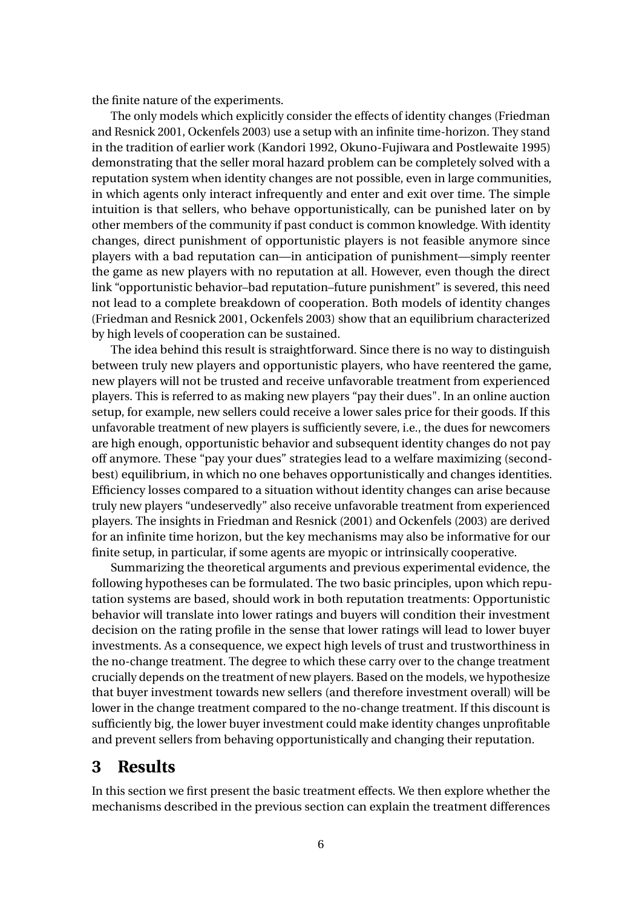the finite nature of the experiments.

The only models which explicitly consider the effects of identity changes (Friedman and Resnick 2001, Ockenfels 2003) use a setup with an infinite time-horizon. They stand in the tradition of earlier work (Kandori 1992, Okuno-Fujiwara and Postlewaite 1995) demonstrating that the seller moral hazard problem can be completely solved with a reputation system when identity changes are not possible, even in large communities, in which agents only interact infrequently and enter and exit over time. The simple intuition is that sellers, who behave opportunistically, can be punished later on by other members of the community if past conduct is common knowledge. With identity changes, direct punishment of opportunistic players is not feasible anymore since players with a bad reputation can—in anticipation of punishment—simply reenter the game as new players with no reputation at all. However, even though the direct link "opportunistic behavior–bad reputation–future punishment" is severed, this need not lead to a complete breakdown of cooperation. Both models of identity changes (Friedman and Resnick 2001, Ockenfels 2003) show that an equilibrium characterized by high levels of cooperation can be sustained.

The idea behind this result is straightforward. Since there is no way to distinguish between truly new players and opportunistic players, who have reentered the game, new players will not be trusted and receive unfavorable treatment from experienced players. This is referred to as making new players "pay their dues". In an online auction setup, for example, new sellers could receive a lower sales price for their goods. If this unfavorable treatment of new players is sufficiently severe, i.e., the dues for newcomers are high enough, opportunistic behavior and subsequent identity changes do not pay off anymore. These "pay your dues" strategies lead to a welfare maximizing (second-best) equilibrium, in which no one behaves opportunistically and changes identities. Efficiency losses compared to a situation without identity changes can arise because truly new players "undeservedly" also receive unfavorable treatment from experienced players. The insights in Friedman and Resnick (2001) and Ockenfels (2003) are derived for an infinite time horizon, but the key mechanisms may also be informative for our finite setup, in particular, if some agents are myopic or intrinsically cooperative.

Summarizing the theoretical arguments and previous experimental evidence, the following hypotheses can be formulated. The two basic principles, upon which reputation systems are based, should work in both reputation treatments: Opportunistic behavior will translate into lower ratings and buyers will condition their investment decision on the rating profile in the sense that lower ratings will lead to lower buyer investments. As a consequence, we expect high levels of trust and trustworthiness in the no-change treatment. The degree to which these carry over to the change treatment crucially depends on the treatment of new players. Based on the models, we hypothesize that buyer investment towards new sellers (and therefore investment overall) will be lower in the change treatment compared to the no-change treatment. If this discount is sufficiently big, the lower buyer investment could make identity changes unprofitable and prevent sellers from behaving opportunistically and changing their reputation.

# 3 Results

In this section we first present the basic treatment effects. We then explore whether the mechanisms described in the previous section can explain the treatment differences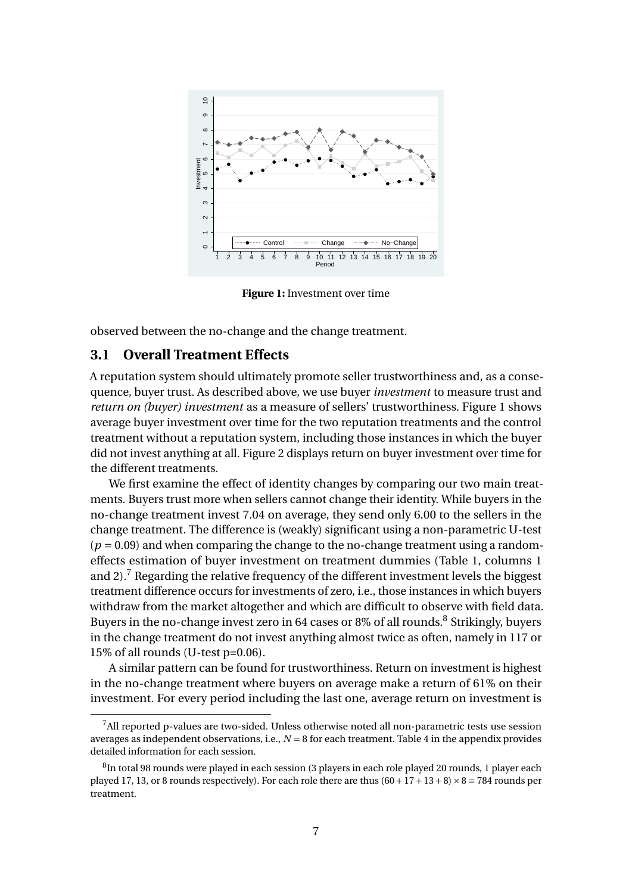**Figure 1:** Investment over time

observed between the no-change and the change treatment.

## 3.1 Overall Treatment Effects

A reputation system should ultimately promote seller trustworthiness and, as a consequence, buyer trust. As described above, we use buyer *investment* to measure trust and *return on (buyer) investment* as a measure of sellers' trustworthiness. Figure 1 shows average buyer investment over time for the two reputation treatments and the control treatment without a reputation system, including those instances in which the buyer did not invest anything at all. Figure 2 displays return on buyer investment over time for the different treatments.

We first examine the effect of identity changes by comparing our two main treatments. Buyers trust more when sellers cannot change their identity. While buyers in the no-change treatment invest 7.04 on average, they send only 6.00 to the sellers in the change treatment. The difference is (weakly) significant using a non-parametric U-test ($p = 0.09$) and when comparing the change to the no-change treatment using a random-effects estimation of buyer investment on treatment dummies (Table 1, columns 1 and 2).[7] Regarding the relative frequency of the different investment levels the biggest treatment difference occurs for investments of zero, i.e., those instances in which buyers withdraw from the market altogether and which are difficult to observe with field data. Buyers in the no-change invest zero in 64 cases or 8% of all rounds.[8] Strikingly, buyers in the change treatment do not invest anything almost twice as often, namely in 117 or 15% of all rounds (U-test p=0.06).

A similar pattern can be found for trustworthiness. Return on investment is highest in the no-change treatment where buyers on average make a return of 61% on their investment. For every period including the last one, average return on investment is

[7] All reported p-values are two-sided. Unless otherwise noted all non-parametric tests use session averages as independent observations, i.e., $N = 8$ for each treatment. Table 4 in the appendix provides detailed information for each session.

[8] In total 98 rounds were played in each session (3 players in each role played 20 rounds, 1 player each played 17, 13, or 8 rounds respectively). For each role there are thus $(60 + 17 + 13 + 8) \times 8 = 784$ rounds per treatment.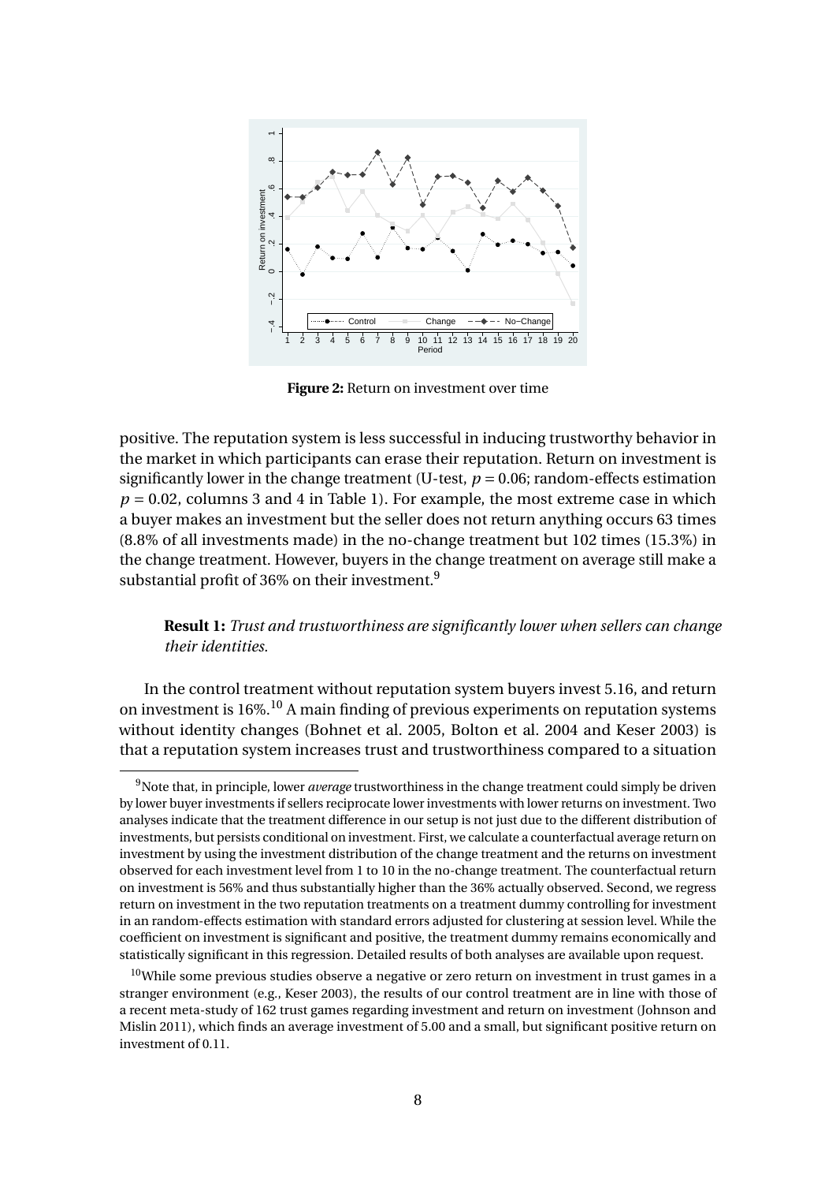**Figure 2:** Return on investment over time

positive. The reputation system is less successful in inducing trustworthy behavior in the market in which participants can erase their reputation. Return on investment is significantly lower in the change treatment (U-test, $p = 0.06$; random-effects estimation $p = 0.02$, columns 3 and 4 in Table 1). For example, the most extreme case in which a buyer makes an investment but the seller does not return anything occurs 63 times (8.8% of all investments made) in the no-change treatment but 102 times (15.3%) in the change treatment. However, buyers in the change treatment on average still make a substantial profit of 36% on their investment.[9]

> **Result 1:** *Trust and trustworthiness are significantly lower when sellers can change their identities.*

In the control treatment without reputation system buyers invest 5.16, and return on investment is 16%.[10] A main finding of previous experiments on reputation systems without identity changes (Bohnet et al. 2005, Bolton et al. 2004 and Keser 2003) is that a reputation system increases trust and trustworthiness compared to a situation

---

[9] Note that, in principle, lower *average* trustworthiness in the change treatment could simply be driven by lower buyer investments if sellers reciprocate lower investments with lower returns on investment. Two analyses indicate that the treatment difference in our setup is not just due to the different distribution of investments, but persists conditional on investment. First, we calculate a counterfactual average return on investment by using the investment distribution of the change treatment and the returns on investment observed for each investment level from 1 to 10 in the no-change treatment. The counterfactual return on investment is 56% and thus substantially higher than the 36% actually observed. Second, we regress return on investment in the two reputation treatments on a treatment dummy controlling for investment in an random-effects estimation with standard errors adjusted for clustering at session level. While the coefficient on investment is significant and positive, the treatment dummy remains economically and statistically significant in this regression. Detailed results of both analyses are available upon request.

[10] While some previous studies observe a negative or zero return on investment in trust games in a stranger environment (e.g., Keser 2003), the results of our control treatment are in line with those of a recent meta-study of 162 trust games regarding investment and return on investment (Johnson and Mislin 2011), which finds an average investment of 5.00 and a small, but significant positive return on investment of 0.11.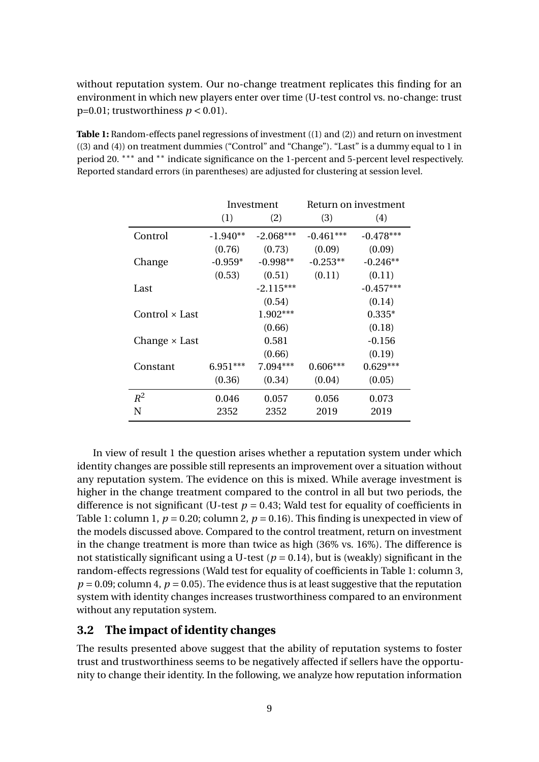without reputation system. Our no-change treatment replicates this finding for an environment in which new players enter over time (U-test control vs. no-change: trust p=0.01; trustworthiness $p < 0.01$).

**Table 1:** Random-effects panel regressions of investment ((1) and (2)) and return on investment ((3) and (4)) on treatment dummies ("Control" and "Change"). "Last" is a dummy equal to 1 in period 20. $^{***}$ and $^{**}$ indicate significance on the 1-percent and 5-percent level respectively. Reported standard errors (in parentheses) are adjusted for clustering at session level.

| | Investment | | Return on investment | |
|---|---|---|---|---|
| | (1) | (2) | (3) | (4) |
| Control | -1.940** | -2.068*** | -0.461*** | -0.478*** |
| | (0.76) | (0.73) | (0.09) | (0.09) |
| Change | -0.959* | -0.998** | -0.253** | -0.246** |
| | (0.53) | (0.51) | (0.11) | (0.11) |
| Last | | -2.115*** | | -0.457*** |
| | | (0.54) | | (0.14) |
| Control × Last | | 1.902*** | | 0.335* |
| | | (0.66) | | (0.18) |
| Change × Last | | 0.581 | | -0.156 |
| | | (0.66) | | (0.19) |
| Constant | 6.951*** | 7.094*** | 0.606*** | 0.629*** |
| | (0.36) | (0.34) | (0.04) | (0.05) |
| $R^2$ | 0.046 | 0.057 | 0.056 | 0.073 |
| N | 2352 | 2352 | 2019 | 2019 |

In view of result 1 the question arises whether a reputation system under which identity changes are possible still represents an improvement over a situation without any reputation system. The evidence on this is mixed. While average investment is higher in the change treatment compared to the control in all but two periods, the difference is not significant (U-test $p = 0.43$; Wald test for equality of coefficients in Table 1: column 1, $p = 0.20$; column 2, $p = 0.16$). This finding is unexpected in view of the models discussed above. Compared to the control treatment, return on investment in the change treatment is more than twice as high (36% vs. 16%). The difference is not statistically significant using a U-test ($p = 0.14$), but is (weakly) significant in the random-effects regressions (Wald test for equality of coefficients in Table 1: column 3, $p = 0.09$; column 4, $p = 0.05$). The evidence thus is at least suggestive that the reputation system with identity changes increases trustworthiness compared to an environment without any reputation system.

## 3.2 The impact of identity changes

The results presented above suggest that the ability of reputation systems to foster trust and trustworthiness seems to be negatively affected if sellers have the opportunity to change their identity. In the following, we analyze how reputation information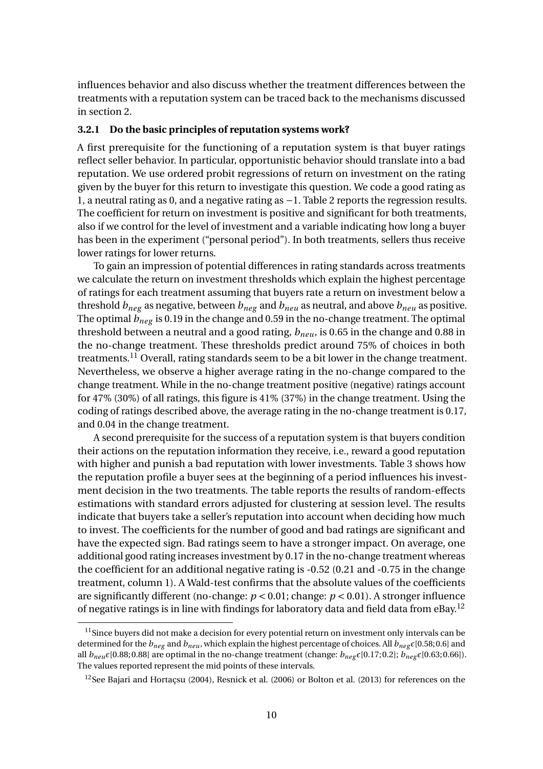influences behavior and also discuss whether the treatment differences between the treatments with a reputation system can be traced back to the mechanisms discussed in section 2.

### 3.2.1 Do the basic principles of reputation systems work?

A first prerequisite for the functioning of a reputation system is that buyer ratings reflect seller behavior. In particular, opportunistic behavior should translate into a bad reputation. We use ordered probit regressions of return on investment on the rating given by the buyer for this return to investigate this question. We code a good rating as 1, a neutral rating as 0, and a negative rating as −1. Table 2 reports the regression results. The coefficient for return on investment is positive and significant for both treatments, also if we control for the level of investment and a variable indicating how long a buyer has been in the experiment ("personal period"). In both treatments, sellers thus receive lower ratings for lower returns.

To gain an impression of potential differences in rating standards across treatments we calculate the return on investment thresholds which explain the highest percentage of ratings for each treatment assuming that buyers rate a return on investment below a threshold $b_{neg}$ as negative, between $b_{neg}$ and $b_{neu}$ as neutral, and above $b_{neu}$ as positive. The optimal $b_{neg}$ is 0.19 in the change and 0.59 in the no-change treatment. The optimal threshold between a neutral and a good rating, $b_{neu}$, is 0.65 in the change and 0.88 in the no-change treatment. These thresholds predict around 75% of choices in both treatments.[11] Overall, rating standards seem to be a bit lower in the change treatment. Nevertheless, we observe a higher average rating in the no-change compared to the change treatment. While in the no-change treatment positive (negative) ratings account for 47% (30%) of all ratings, this figure is 41% (37%) in the change treatment. Using the coding of ratings described above, the average rating in the no-change treatment is 0.17, and 0.04 in the change treatment.

A second prerequisite for the success of a reputation system is that buyers condition their actions on the reputation information they receive, i.e., reward a good reputation with higher and punish a bad reputation with lower investments. Table 3 shows how the reputation profile a buyer sees at the beginning of a period influences his investment decision in the two treatments. The table reports the results of random-effects estimations with standard errors adjusted for clustering at session level. The results indicate that buyers take a seller's reputation into account when deciding how much to invest. The coefficients for the number of good and bad ratings are significant and have the expected sign. Bad ratings seem to have a stronger impact. On average, one additional good rating increases investment by 0.17 in the no-change treatment whereas the coefficient for an additional negative rating is -0.52 (0.21 and -0.75 in the change treatment, column 1). A Wald-test confirms that the absolute values of the coefficients are significantly different (no-change: $p < 0.01$; change: $p < 0.01$). A stronger influence of negative ratings is in line with findings for laboratory data and field data from eBay.[12]

[11] Since buyers did not make a decision for every potential return on investment only intervals can be determined for the $b_{neg}$ and $b_{neu}$, which explain the highest percentage of choices. All $b_{neg} \epsilon [0.58; 0.6]$ and all $b_{neu} \epsilon [0.88; 0.88]$ are optimal in the no-change treatment (change: $b_{neg} \epsilon [0.17; 0.2]$; $b_{neg} \epsilon [0.63; 0.66]$). The values reported represent the mid points of these intervals.

[12] See Bajari and Hortaçsu (2004), Resnick et al. (2006) or Bolton et al. (2013) for references on the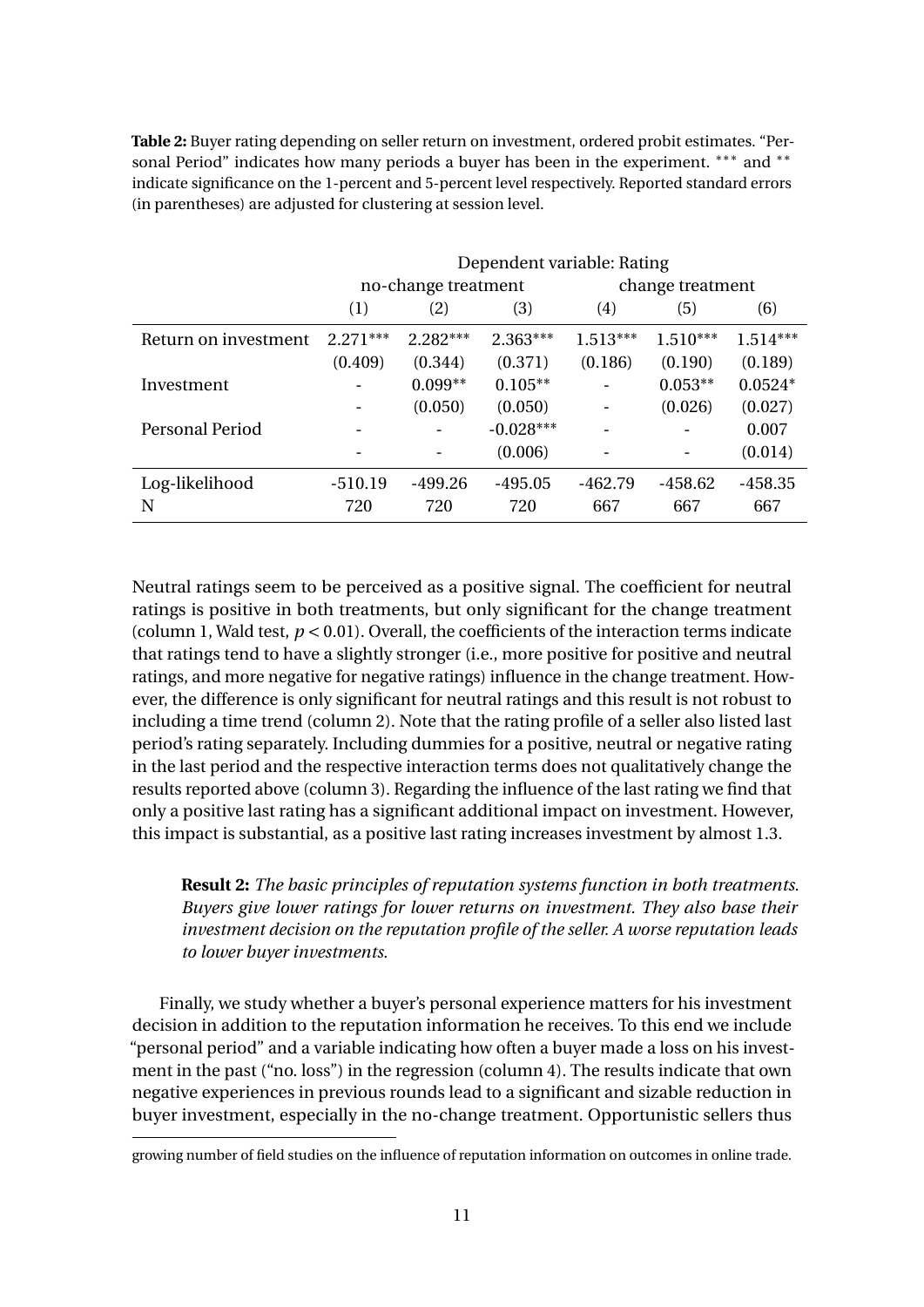**Table 2:** Buyer rating depending on seller return on investment, ordered probit estimates. "Personal Period" indicates how many periods a buyer has been in the experiment. *** and ** indicate significance on the 1-percent and 5-percent level respectively. Reported standard errors (in parentheses) are adjusted for clustering at session level.

| | Dependent variable: Rating | | | | | |
|---|---|---|---|---|---|---|
| | no-change treatment | | | change treatment | | |
| | (1) | (2) | (3) | (4) | (5) | (6) |
| Return on investment | 2.271*** | 2.282*** | 2.363*** | 1.513*** | 1.510*** | 1.514*** |
| | (0.409) | (0.344) | (0.371) | (0.186) | (0.190) | (0.189) |
| Investment | - | 0.099** | 0.105** | - | 0.053** | 0.0524* |
| | - | (0.050) | (0.050) | - | (0.026) | (0.027) |
| Personal Period | - | - | -0.028*** | - | - | 0.007 |
| | - | - | (0.006) | - | - | (0.014) |
| Log-likelihood | -510.19 | -499.26 | -495.05 | -462.79 | -458.62 | -458.35 |
| N | 720 | 720 | 720 | 667 | 667 | 667 |

Neutral ratings seem to be perceived as a positive signal. The coefficient for neutral ratings is positive in both treatments, but only significant for the change treatment (column 1, Wald test, $p < 0.01$). Overall, the coefficients of the interaction terms indicate that ratings tend to have a slightly stronger (i.e., more positive for positive and neutral ratings, and more negative for negative ratings) influence in the change treatment. However, the difference is only significant for neutral ratings and this result is not robust to including a time trend (column 2). Note that the rating profile of a seller also listed last period's rating separately. Including dummies for a positive, neutral or negative rating in the last period and the respective interaction terms does not qualitatively change the results reported above (column 3). Regarding the influence of the last rating we find that only a positive last rating has a significant additional impact on investment. However, this impact is substantial, as a positive last rating increases investment by almost 1.3.

> **Result 2:** *The basic principles of reputation systems function in both treatments. Buyers give lower ratings for lower returns on investment. They also base their investment decision on the reputation profile of the seller. A worse reputation leads to lower buyer investments.*

Finally, we study whether a buyer's personal experience matters for his investment decision in addition to the reputation information he receives. To this end we include "personal period" and a variable indicating how often a buyer made a loss on his investment in the past ("no. loss") in the regression (column 4). The results indicate that own negative experiences in previous rounds lead to a significant and sizable reduction in buyer investment, especially in the no-change treatment. Opportunistic sellers thus

growing number of field studies on the influence of reputation information on outcomes in online trade.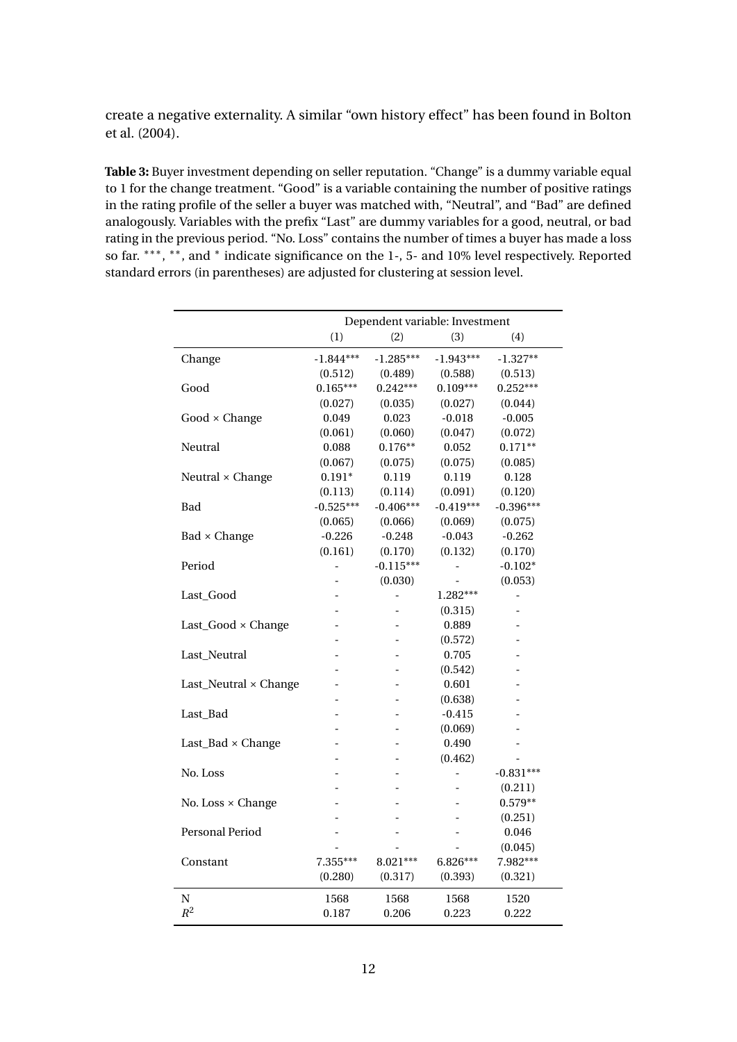create a negative externality. A similar "own history effect" has been found in Bolton et al. (2004).

**Table 3:** Buyer investment depending on seller reputation. "Change" is a dummy variable equal to 1 for the change treatment. "Good" is a variable containing the number of positive ratings in the rating profile of the seller a buyer was matched with, "Neutral", and "Bad" are defined analogously. Variables with the prefix "Last" are dummy variables for a good, neutral, or bad rating in the previous period. "No. Loss" contains the number of times a buyer has made a loss so far. ***, **, and * indicate significance on the 1-, 5- and 10% level respectively. Reported standard errors (in parentheses) are adjusted for clustering at session level.

| | Dependent variable: Investment | | | |
|---|---|---|---|---|
| | (1) | (2) | (3) | (4) |
| Change | -1.844*** | -1.285*** | -1.943*** | -1.327** |
| | (0.512) | (0.489) | (0.588) | (0.513) |
| Good | 0.165*** | 0.242*** | 0.109*** | 0.252*** |
| | (0.027) | (0.035) | (0.027) | (0.044) |
| Good × Change | 0.049 | 0.023 | -0.018 | -0.005 |
| | (0.061) | (0.060) | (0.047) | (0.072) |
| Neutral | 0.088 | 0.176** | 0.052 | 0.171** |
| | (0.067) | (0.075) | (0.075) | (0.085) |
| Neutral × Change | 0.191* | 0.119 | 0.119 | 0.128 |
| | (0.113) | (0.114) | (0.091) | (0.120) |
| Bad | -0.525*** | -0.406*** | -0.419*** | -0.396*** |
| | (0.065) | (0.066) | (0.069) | (0.075) |
| Bad × Change | -0.226 | -0.248 | -0.043 | -0.262 |
| | (0.161) | (0.170) | (0.132) | (0.170) |
| Period | - | -0.115*** | - | -0.102* |
| | - | (0.030) | - | (0.053) |
| Last_Good | - | - | 1.282*** | - |
| | - | - | (0.315) | - |
| Last_Good × Change | - | - | 0.889 | - |
| | - | - | (0.572) | - |
| Last_Neutral | - | - | 0.705 | - |
| | - | - | (0.542) | - |
| Last_Neutral × Change | - | - | 0.601 | - |
| | - | - | (0.638) | - |
| Last_Bad | - | - | -0.415 | - |
| | - | - | (0.069) | - |
| Last_Bad × Change | - | - | 0.490 | - |
| | - | - | (0.462) | - |
| No. Loss | - | - | - | -0.831*** |
| | - | - | - | (0.211) |
| No. Loss × Change | - | - | - | 0.579** |
| | - | - | - | (0.251) |
| Personal Period | - | - | - | 0.046 |
| | - | - | - | (0.045) |
| Constant | 7.355*** | 8.021*** | 6.826*** | 7.982*** |
| | (0.280) | (0.317) | (0.393) | (0.321) |
| N | 1568 | 1568 | 1568 | 1520 |
| $R^2$ | 0.187 | 0.206 | 0.223 | 0.222 |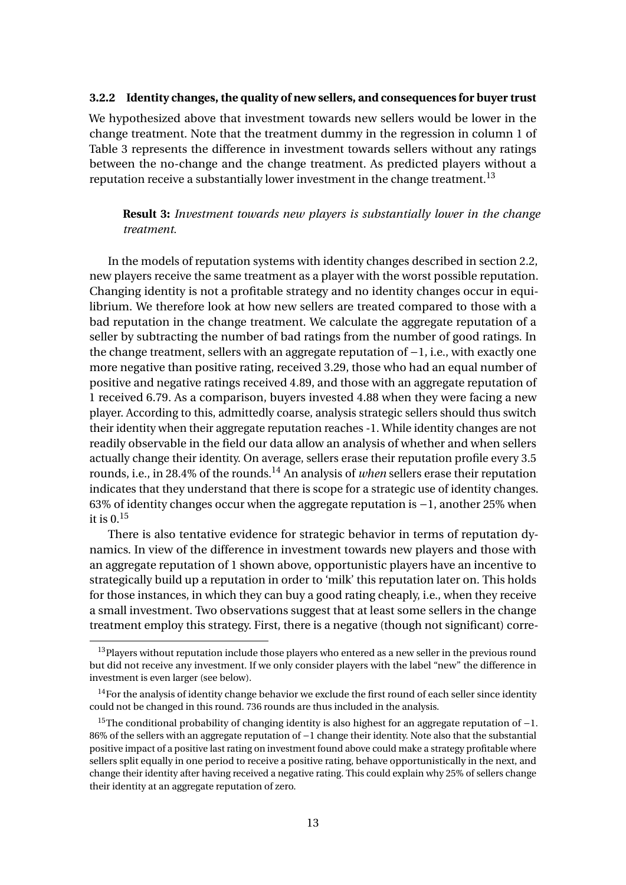### 3.2.2 Identity changes, the quality of new sellers, and consequences for buyer trust

We hypothesized above that investment towards new sellers would be lower in the change treatment. Note that the treatment dummy in the regression in column 1 of Table 3 represents the difference in investment towards sellers without any ratings between the no-change and the change treatment. As predicted players without a reputation receive a substantially lower investment in the change treatment.[13]

> **Result 3:** *Investment towards new players is substantially lower in the change treatment.*

In the models of reputation systems with identity changes described in section 2.2, new players receive the same treatment as a player with the worst possible reputation. Changing identity is not a profitable strategy and no identity changes occur in equilibrium. We therefore look at how new sellers are treated compared to those with a bad reputation in the change treatment. We calculate the aggregate reputation of a seller by subtracting the number of bad ratings from the number of good ratings. In the change treatment, sellers with an aggregate reputation of $-1$, i.e., with exactly one more negative than positive rating, received 3.29, those who had an equal number of positive and negative ratings received 4.89, and those with an aggregate reputation of 1 received 6.79. As a comparison, buyers invested 4.88 when they were facing a new player. According to this, admittedly coarse, analysis strategic sellers should thus switch their identity when their aggregate reputation reaches -1. While identity changes are not readily observable in the field our data allow an analysis of whether and when sellers actually change their identity. On average, sellers erase their reputation profile every 3.5 rounds, i.e., in 28.4% of the rounds.[14] An analysis of *when* sellers erase their reputation indicates that they understand that there is scope for a strategic use of identity changes. 63% of identity changes occur when the aggregate reputation is $-1$, another 25% when it is 0.[15]

There is also tentative evidence for strategic behavior in terms of reputation dynamics. In view of the difference in investment towards new players and those with an aggregate reputation of 1 shown above, opportunistic players have an incentive to strategically build up a reputation in order to 'milk' this reputation later on. This holds for those instances, in which they can buy a good rating cheaply, i.e., when they receive a small investment. Two observations suggest that at least some sellers in the change treatment employ this strategy. First, there is a negative (though not significant) corre-

---

[13] Players without reputation include those players who entered as a new seller in the previous round but did not receive any investment. If we only consider players with the label "new" the difference in investment is even larger (see below).

[14] For the analysis of identity change behavior we exclude the first round of each seller since identity could not be changed in this round. 736 rounds are thus included in the analysis.

[15] The conditional probability of changing identity is also highest for an aggregate reputation of $-1$. 86% of the sellers with an aggregate reputation of $-1$ change their identity. Note also that the substantial positive impact of a positive last rating on investment found above could make a strategy profitable where sellers split equally in one period to receive a positive rating, behave opportunistically in the next, and change their identity after having received a negative rating. This could explain why 25% of sellers change their identity at an aggregate reputation of zero.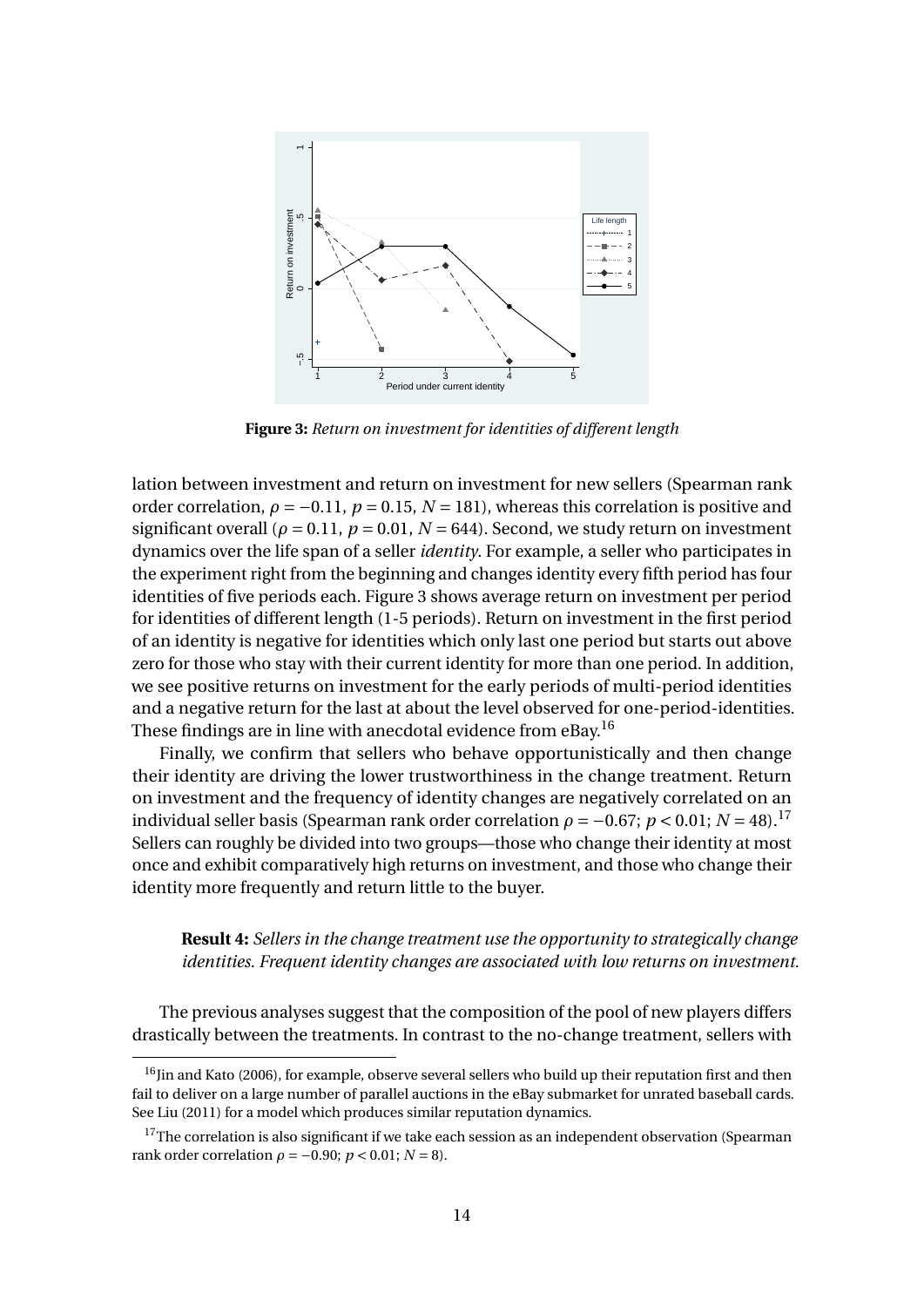**Figure 3:** *Return on investment for identities of different length*

lation between investment and return on investment for new sellers (Spearman rank order correlation, $\rho = -0.11$, $p = 0.15$, $N = 181$), whereas this correlation is positive and significant overall ($\rho = 0.11$, $p = 0.01$, $N = 644$). Second, we study return on investment dynamics over the life span of a seller *identity*. For example, a seller who participates in the experiment right from the beginning and changes identity every fifth period has four identities of five periods each. Figure 3 shows average return on investment per period for identities of different length (1-5 periods). Return on investment in the first period of an identity is negative for identities which only last one period but starts out above zero for those who stay with their current identity for more than one period. In addition, we see positive returns on investment for the early periods of multi-period identities and a negative return for the last at about the level observed for one-period-identities. These findings are in line with anecdotal evidence from eBay.[16]

Finally, we confirm that sellers who behave opportunistically and then change their identity are driving the lower trustworthiness in the change treatment. Return on investment and the frequency of identity changes are negatively correlated on an individual seller basis (Spearman rank order correlation $\rho = -0.67$; $p < 0.01$; $N = 48$).[17] Sellers can roughly be divided into two groups—those who change their identity at most once and exhibit comparatively high returns on investment, and those who change their identity more frequently and return little to the buyer.

> **Result 4:** *Sellers in the change treatment use the opportunity to strategically change identities. Frequent identity changes are associated with low returns on investment.*

The previous analyses suggest that the composition of the pool of new players differs drastically between the treatments. In contrast to the no-change treatment, sellers with

[16] Jin and Kato (2006), for example, observe several sellers who build up their reputation first and then fail to deliver on a large number of parallel auctions in the eBay submarket for unrated baseball cards. See Liu (2011) for a model which produces similar reputation dynamics.

[17] The correlation is also significant if we take each session as an independent observation (Spearman rank order correlation $\rho = -0.90$; $p < 0.01$; $N = 8$).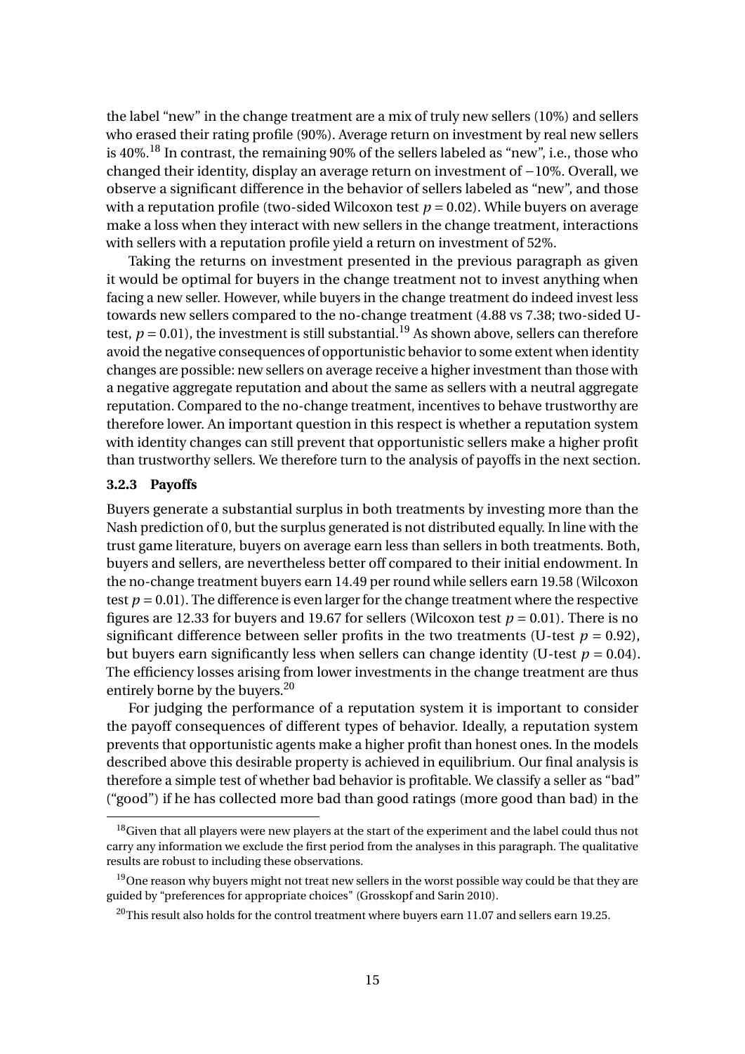the label "new" in the change treatment are a mix of truly new sellers (10%) and sellers who erased their rating profile (90%). Average return on investment by real new sellers is 40%.[18] In contrast, the remaining 90% of the sellers labeled as "new", i.e., those who changed their identity, display an average return on investment of −10%. Overall, we observe a significant difference in the behavior of sellers labeled as "new", and those with a reputation profile (two-sided Wilcoxon test $p = 0.02$). While buyers on average make a loss when they interact with new sellers in the change treatment, interactions with sellers with a reputation profile yield a return on investment of 52%.

Taking the returns on investment presented in the previous paragraph as given it would be optimal for buyers in the change treatment not to invest anything when facing a new seller. However, while buyers in the change treatment do indeed invest less towards new sellers compared to the no-change treatment (4.88 vs 7.38; two-sided U-test, $p = 0.01$), the investment is still substantial.[19] As shown above, sellers can therefore avoid the negative consequences of opportunistic behavior to some extent when identity changes are possible: new sellers on average receive a higher investment than those with a negative aggregate reputation and about the same as sellers with a neutral aggregate reputation. Compared to the no-change treatment, incentives to behave trustworthy are therefore lower. An important question in this respect is whether a reputation system with identity changes can still prevent that opportunistic sellers make a higher profit than trustworthy sellers. We therefore turn to the analysis of payoffs in the next section.

### 3.2.3 Payoffs

Buyers generate a substantial surplus in both treatments by investing more than the Nash prediction of 0, but the surplus generated is not distributed equally. In line with the trust game literature, buyers on average earn less than sellers in both treatments. Both, buyers and sellers, are nevertheless better off compared to their initial endowment. In the no-change treatment buyers earn 14.49 per round while sellers earn 19.58 (Wilcoxon test $p = 0.01$). The difference is even larger for the change treatment where the respective figures are 12.33 for buyers and 19.67 for sellers (Wilcoxon test $p = 0.01$). There is no significant difference between seller profits in the two treatments (U-test $p = 0.92$), but buyers earn significantly less when sellers can change identity (U-test $p = 0.04$). The efficiency losses arising from lower investments in the change treatment are thus entirely borne by the buyers.[20]

For judging the performance of a reputation system it is important to consider the payoff consequences of different types of behavior. Ideally, a reputation system prevents that opportunistic agents make a higher profit than honest ones. In the models described above this desirable property is achieved in equilibrium. Our final analysis is therefore a simple test of whether bad behavior is profitable. We classify a seller as "bad" ("good") if he has collected more bad than good ratings (more good than bad) in the

[18] Given that all players were new players at the start of the experiment and the label could thus not carry any information we exclude the first period from the analyses in this paragraph. The qualitative results are robust to including these observations.

[19] One reason why buyers might not treat new sellers in the worst possible way could be that they are guided by "preferences for appropriate choices" (Grosskopf and Sarin 2010).

[20] This result also holds for the control treatment where buyers earn 11.07 and sellers earn 19.25.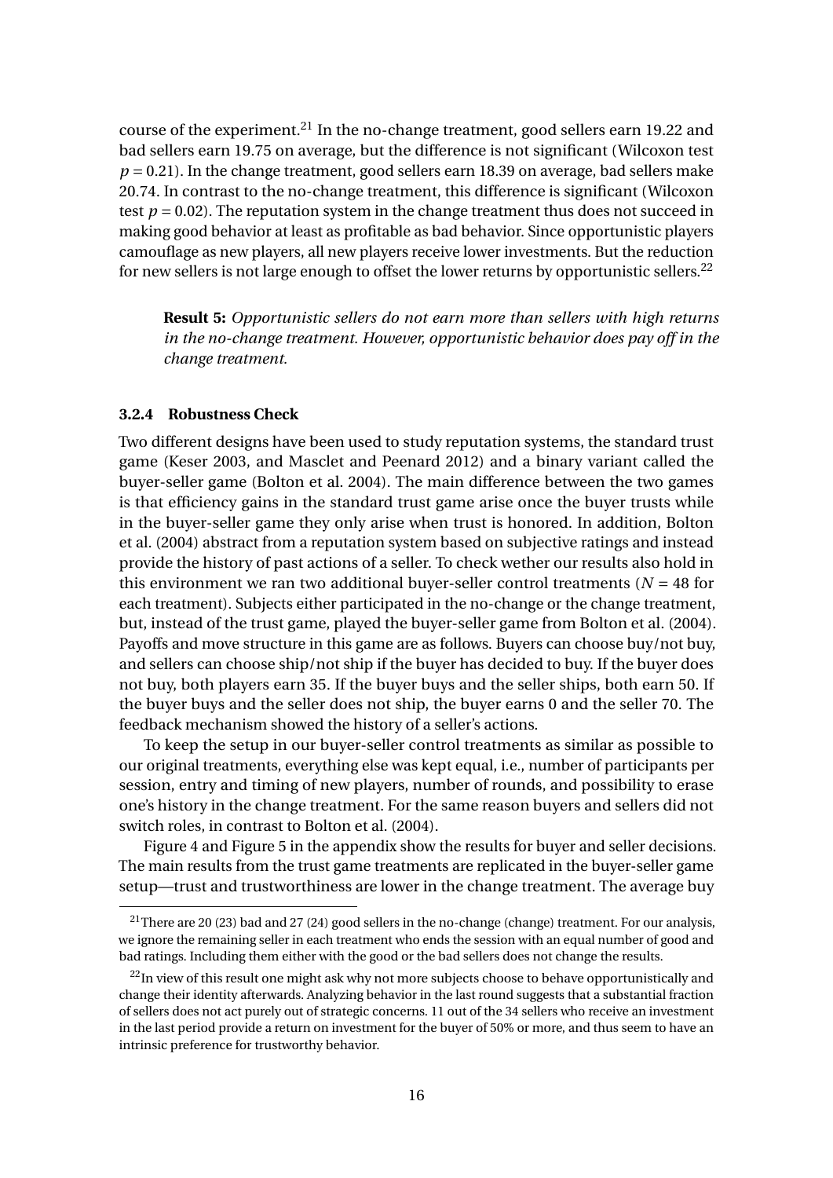course of the experiment.[21] In the no-change treatment, good sellers earn 19.22 and bad sellers earn 19.75 on average, but the difference is not significant (Wilcoxon test $p = 0.21$). In the change treatment, good sellers earn 18.39 on average, bad sellers make 20.74. In contrast to the no-change treatment, this difference is significant (Wilcoxon test $p = 0.02$). The reputation system in the change treatment thus does not succeed in making good behavior at least as profitable as bad behavior. Since opportunistic players camouflage as new players, all new players receive lower investments. But the reduction for new sellers is not large enough to offset the lower returns by opportunistic sellers.[22]

> **Result 5:** *Opportunistic sellers do not earn more than sellers with high returns in the no-change treatment. However, opportunistic behavior does pay off in the change treatment.*

### 3.2.4 Robustness Check

Two different designs have been used to study reputation systems, the standard trust game (Keser 2003, and Masclet and Peenard 2012) and a binary variant called the buyer-seller game (Bolton et al. 2004). The main difference between the two games is that efficiency gains in the standard trust game arise once the buyer trusts while in the buyer-seller game they only arise when trust is honored. In addition, Bolton et al. (2004) abstract from a reputation system based on subjective ratings and instead provide the history of past actions of a seller. To check wether our results also hold in this environment we ran two additional buyer-seller control treatments ($N = 48$ for each treatment). Subjects either participated in the no-change or the change treatment, but, instead of the trust game, played the buyer-seller game from Bolton et al. (2004). Payoffs and move structure in this game are as follows. Buyers can choose buy/not buy, and sellers can choose ship/not ship if the buyer has decided to buy. If the buyer does not buy, both players earn 35. If the buyer buys and the seller ships, both earn 50. If the buyer buys and the seller does not ship, the buyer earns 0 and the seller 70. The feedback mechanism showed the history of a seller's actions.

To keep the setup in our buyer-seller control treatments as similar as possible to our original treatments, everything else was kept equal, i.e., number of participants per session, entry and timing of new players, number of rounds, and possibility to erase one's history in the change treatment. For the same reason buyers and sellers did not switch roles, in contrast to Bolton et al. (2004).

Figure 4 and Figure 5 in the appendix show the results for buyer and seller decisions. The main results from the trust game treatments are replicated in the buyer-seller game setup—trust and trustworthiness are lower in the change treatment. The average buy

---

[21] There are 20 (23) bad and 27 (24) good sellers in the no-change (change) treatment. For our analysis, we ignore the remaining seller in each treatment who ends the session with an equal number of good and bad ratings. Including them either with the good or the bad sellers does not change the results.

[22] In view of this result one might ask why not more subjects choose to behave opportunistically and change their identity afterwards. Analyzing behavior in the last round suggests that a substantial fraction of sellers does not act purely out of strategic concerns. 11 out of the 34 sellers who receive an investment in the last period provide a return on investment for the buyer of 50% or more, and thus seem to have an intrinsic preference for trustworthy behavior.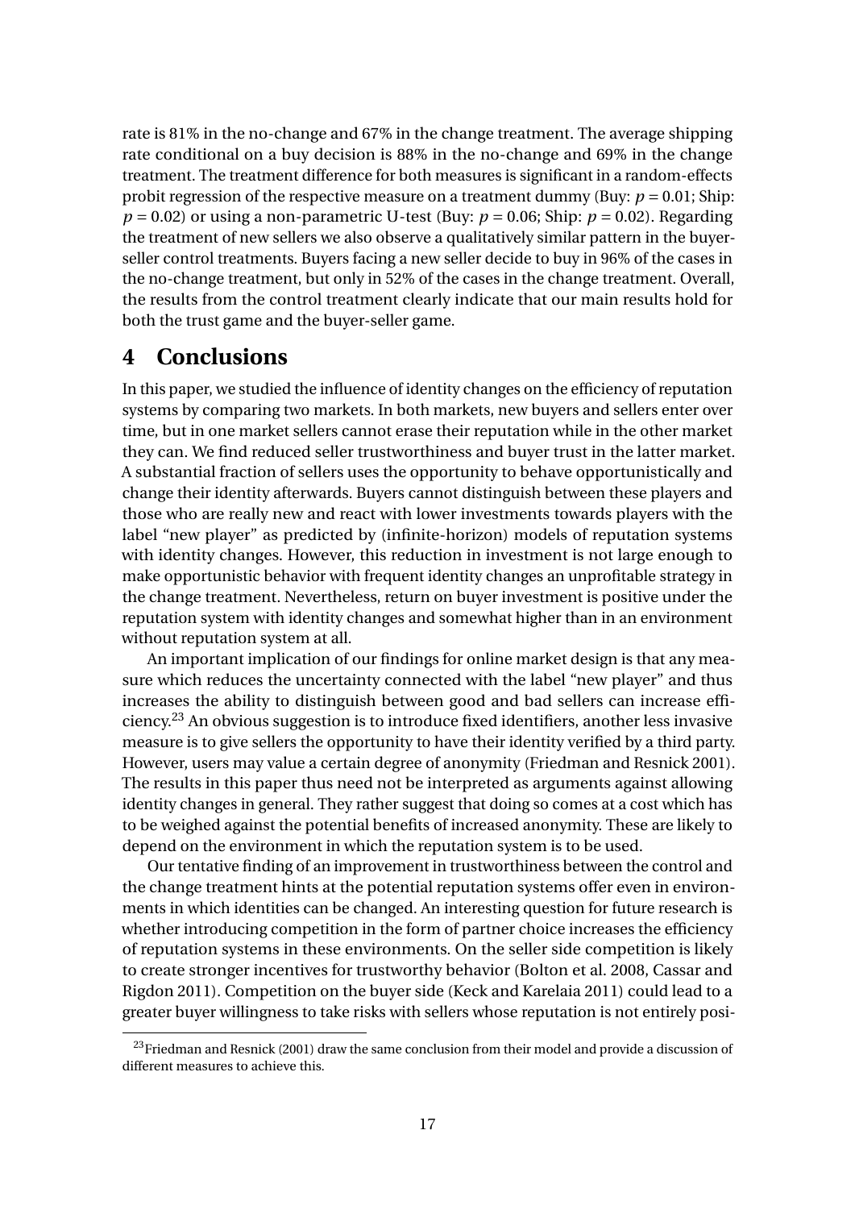rate is 81% in the no-change and 67% in the change treatment. The average shipping rate conditional on a buy decision is 88% in the no-change and 69% in the change treatment. The treatment difference for both measures is significant in a random-effects probit regression of the respective measure on a treatment dummy (Buy: $p = 0.01$; Ship: $p = 0.02$) or using a non-parametric U-test (Buy: $p = 0.06$; Ship: $p = 0.02$). Regarding the treatment of new sellers we also observe a qualitatively similar pattern in the buyer-seller control treatments. Buyers facing a new seller decide to buy in 96% of the cases in the no-change treatment, but only in 52% of the cases in the change treatment. Overall, the results from the control treatment clearly indicate that our main results hold for both the trust game and the buyer-seller game.

# 4 Conclusions

In this paper, we studied the influence of identity changes on the efficiency of reputation systems by comparing two markets. In both markets, new buyers and sellers enter over time, but in one market sellers cannot erase their reputation while in the other market they can. We find reduced seller trustworthiness and buyer trust in the latter market. A substantial fraction of sellers uses the opportunity to behave opportunistically and change their identity afterwards. Buyers cannot distinguish between these players and those who are really new and react with lower investments towards players with the label "new player" as predicted by (infinite-horizon) models of reputation systems with identity changes. However, this reduction in investment is not large enough to make opportunistic behavior with frequent identity changes an unprofitable strategy in the change treatment. Nevertheless, return on buyer investment is positive under the reputation system with identity changes and somewhat higher than in an environment without reputation system at all.

An important implication of our findings for online market design is that any measure which reduces the uncertainty connected with the label "new player" and thus increases the ability to distinguish between good and bad sellers can increase efficiency.[23] An obvious suggestion is to introduce fixed identifiers, another less invasive measure is to give sellers the opportunity to have their identity verified by a third party. However, users may value a certain degree of anonymity (Friedman and Resnick 2001). The results in this paper thus need not be interpreted as arguments against allowing identity changes in general. They rather suggest that doing so comes at a cost which has to be weighed against the potential benefits of increased anonymity. These are likely to depend on the environment in which the reputation system is to be used.

Our tentative finding of an improvement in trustworthiness between the control and the change treatment hints at the potential reputation systems offer even in environments in which identities can be changed. An interesting question for future research is whether introducing competition in the form of partner choice increases the efficiency of reputation systems in these environments. On the seller side competition is likely to create stronger incentives for trustworthy behavior (Bolton et al. 2008, Cassar and Rigdon 2011). Competition on the buyer side (Keck and Karelaia 2011) could lead to a greater buyer willingness to take risks with sellers whose reputation is not entirely posi-

[23] Friedman and Resnick (2001) draw the same conclusion from their model and provide a discussion of different measures to achieve this.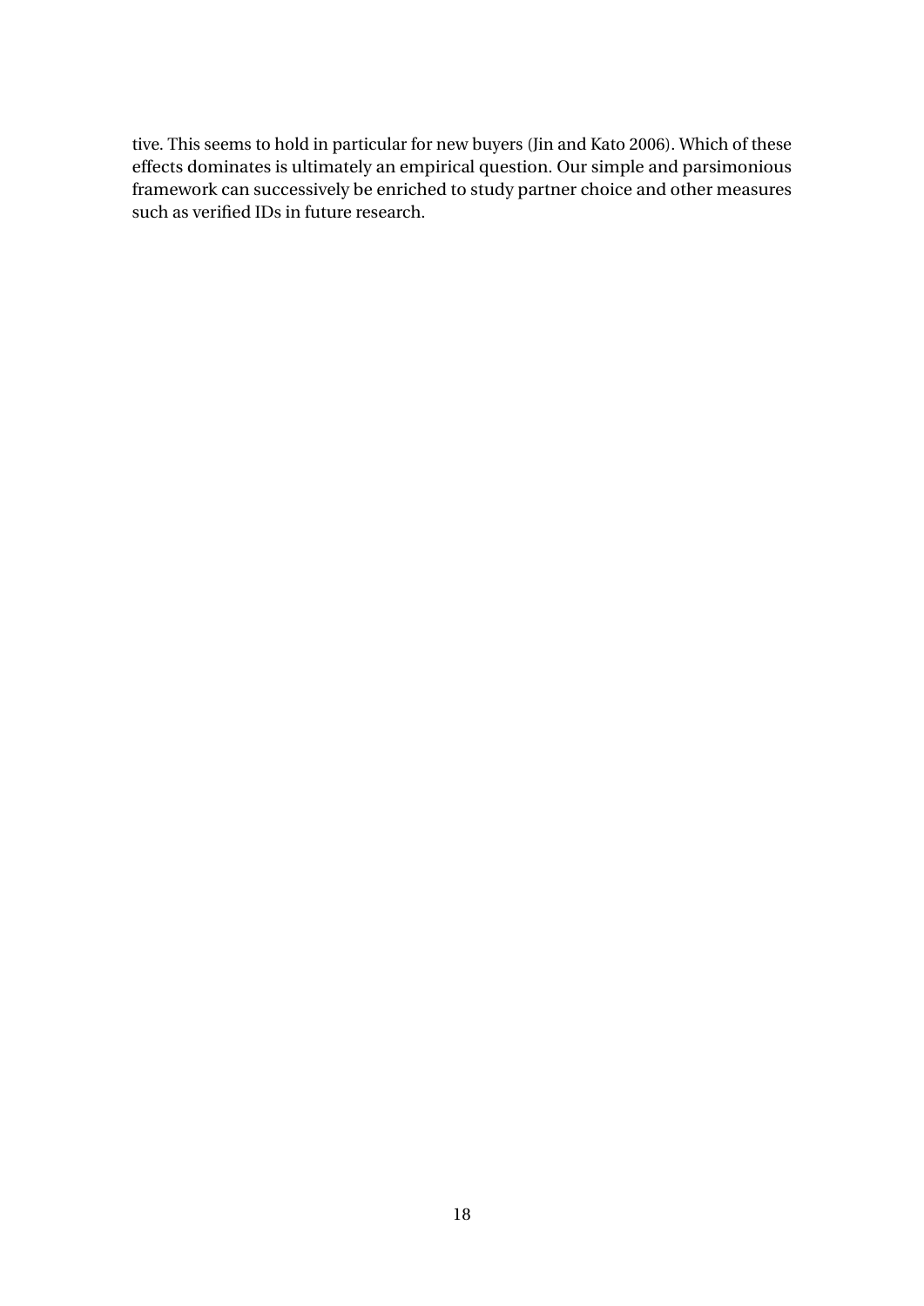tive. This seems to hold in particular for new buyers (Jin and Kato 2006). Which of these effects dominates is ultimately an empirical question. Our simple and parsimonious framework can successively be enriched to study partner choice and other measures such as verified IDs in future research.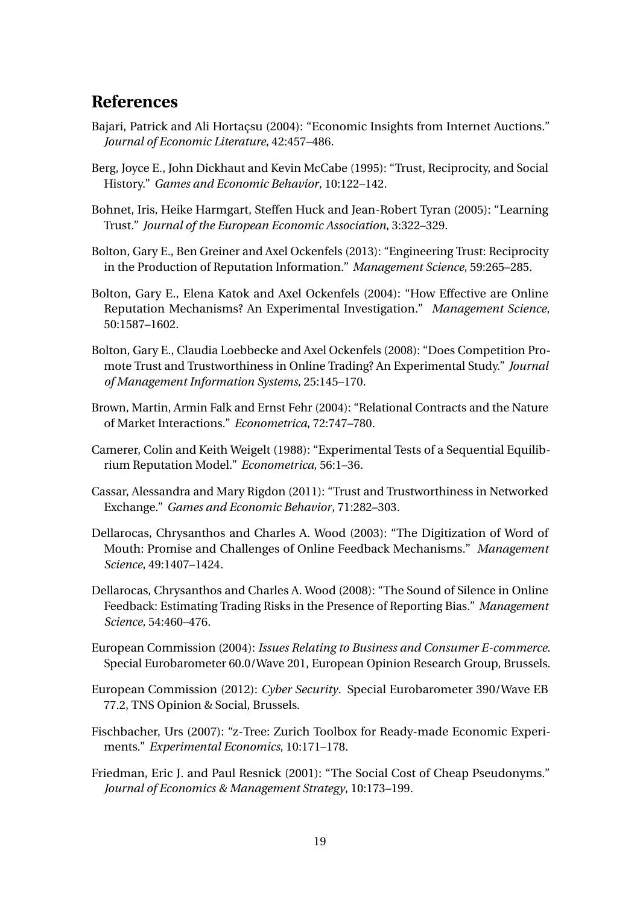# References

Bajari, Patrick and Ali Hortaçsu (2004): "Economic Insights from Internet Auctions." *Journal of Economic Literature*, 42:457–486.

Berg, Joyce E., John Dickhaut and Kevin McCabe (1995): "Trust, Reciprocity, and Social History." *Games and Economic Behavior*, 10:122–142.

Bohnet, Iris, Heike Harmgart, Steffen Huck and Jean-Robert Tyran (2005): "Learning Trust." *Journal of the European Economic Association*, 3:322–329.

Bolton, Gary E., Ben Greiner and Axel Ockenfels (2013): "Engineering Trust: Reciprocity in the Production of Reputation Information." *Management Science*, 59:265–285.

Bolton, Gary E., Elena Katok and Axel Ockenfels (2004): "How Effective are Online Reputation Mechanisms? An Experimental Investigation." *Management Science*, 50:1587–1602.

Bolton, Gary E., Claudia Loebbecke and Axel Ockenfels (2008): "Does Competition Promote Trust and Trustworthiness in Online Trading? An Experimental Study." *Journal of Management Information Systems*, 25:145–170.

Brown, Martin, Armin Falk and Ernst Fehr (2004): "Relational Contracts and the Nature of Market Interactions." *Econometrica*, 72:747–780.

Camerer, Colin and Keith Weigelt (1988): "Experimental Tests of a Sequential Equilibrium Reputation Model." *Econometrica*, 56:1–36.

Cassar, Alessandra and Mary Rigdon (2011): "Trust and Trustworthiness in Networked Exchange." *Games and Economic Behavior*, 71:282–303.

Dellarocas, Chrysanthos and Charles A. Wood (2003): "The Digitization of Word of Mouth: Promise and Challenges of Online Feedback Mechanisms." *Management Science*, 49:1407–1424.

Dellarocas, Chrysanthos and Charles A. Wood (2008): "The Sound of Silence in Online Feedback: Estimating Trading Risks in the Presence of Reporting Bias." *Management Science*, 54:460–476.

European Commission (2004): *Issues Relating to Business and Consumer E-commerce*. Special Eurobarometer 60.0/Wave 201, European Opinion Research Group, Brussels.

European Commission (2012): *Cyber Security*. Special Eurobarometer 390/Wave EB 77.2, TNS Opinion & Social, Brussels.

Fischbacher, Urs (2007): "z-Tree: Zurich Toolbox for Ready-made Economic Experiments." *Experimental Economics*, 10:171–178.

Friedman, Eric J. and Paul Resnick (2001): "The Social Cost of Cheap Pseudonyms." *Journal of Economics & Management Strategy*, 10:173–199.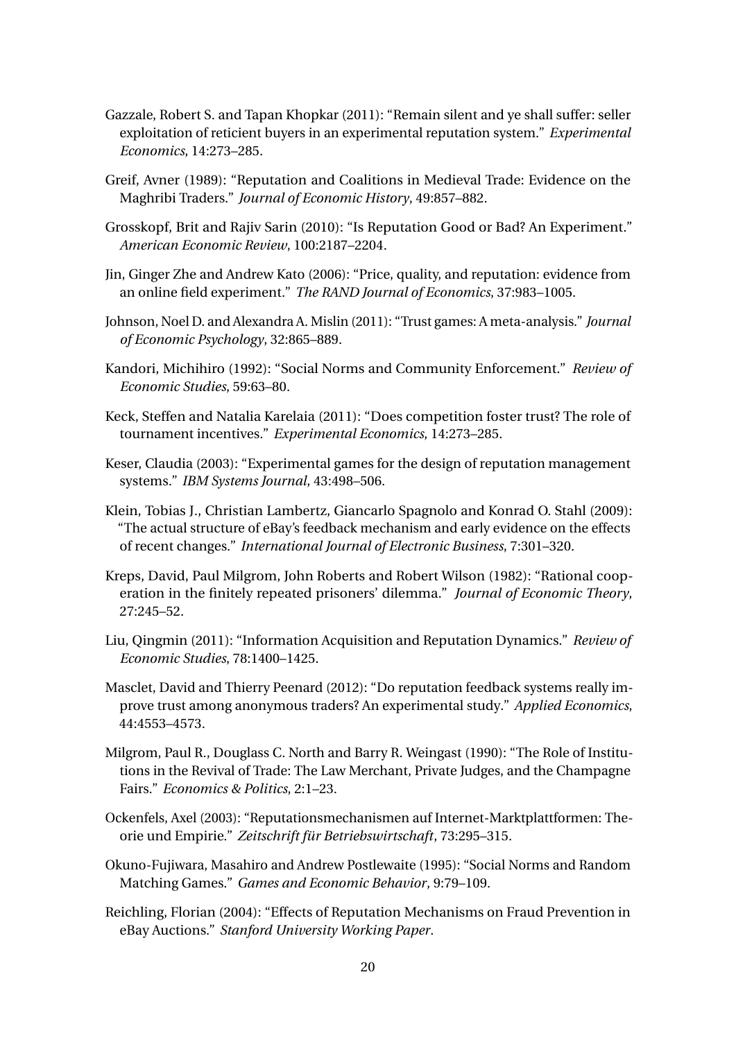Gazzale, Robert S. and Tapan Khopkar (2011): "Remain silent and ye shall suffer: seller exploitation of reticient buyers in an experimental reputation system." *Experimental Economics*, 14:273–285.

Greif, Avner (1989): "Reputation and Coalitions in Medieval Trade: Evidence on the Maghribi Traders." *Journal of Economic History*, 49:857–882.

Grosskopf, Brit and Rajiv Sarin (2010): "Is Reputation Good or Bad? An Experiment." *American Economic Review*, 100:2187–2204.

Jin, Ginger Zhe and Andrew Kato (2006): "Price, quality, and reputation: evidence from an online field experiment." *The RAND Journal of Economics*, 37:983–1005.

Johnson, Noel D. and Alexandra A. Mislin (2011): "Trust games: A meta-analysis." *Journal of Economic Psychology*, 32:865–889.

Kandori, Michihiro (1992): "Social Norms and Community Enforcement." *Review of Economic Studies*, 59:63–80.

Keck, Steffen and Natalia Karelaia (2011): "Does competition foster trust? The role of tournament incentives." *Experimental Economics*, 14:273–285.

Keser, Claudia (2003): "Experimental games for the design of reputation management systems." *IBM Systems Journal*, 43:498–506.

Klein, Tobias J., Christian Lambertz, Giancarlo Spagnolo and Konrad O. Stahl (2009): "The actual structure of eBay's feedback mechanism and early evidence on the effects of recent changes." *International Journal of Electronic Business*, 7:301–320.

Kreps, David, Paul Milgrom, John Roberts and Robert Wilson (1982): "Rational cooperation in the finitely repeated prisoners' dilemma." *Journal of Economic Theory*, 27:245–52.

Liu, Qingmin (2011): "Information Acquisition and Reputation Dynamics." *Review of Economic Studies*, 78:1400–1425.

Masclet, David and Thierry Peenard (2012): "Do reputation feedback systems really improve trust among anonymous traders? An experimental study." *Applied Economics*, 44:4553–4573.

Milgrom, Paul R., Douglass C. North and Barry R. Weingast (1990): "The Role of Institutions in the Revival of Trade: The Law Merchant, Private Judges, and the Champagne Fairs." *Economics & Politics*, 2:1–23.

Ockenfels, Axel (2003): "Reputationsmechanismen auf Internet-Marktplattformen: Theorie und Empirie." *Zeitschrift für Betriebswirtschaft*, 73:295–315.

Okuno-Fujiwara, Masahiro and Andrew Postlewaite (1995): "Social Norms and Random Matching Games." *Games and Economic Behavior*, 9:79–109.

Reichling, Florian (2004): "Effects of Reputation Mechanisms on Fraud Prevention in eBay Auctions." *Stanford University Working Paper*.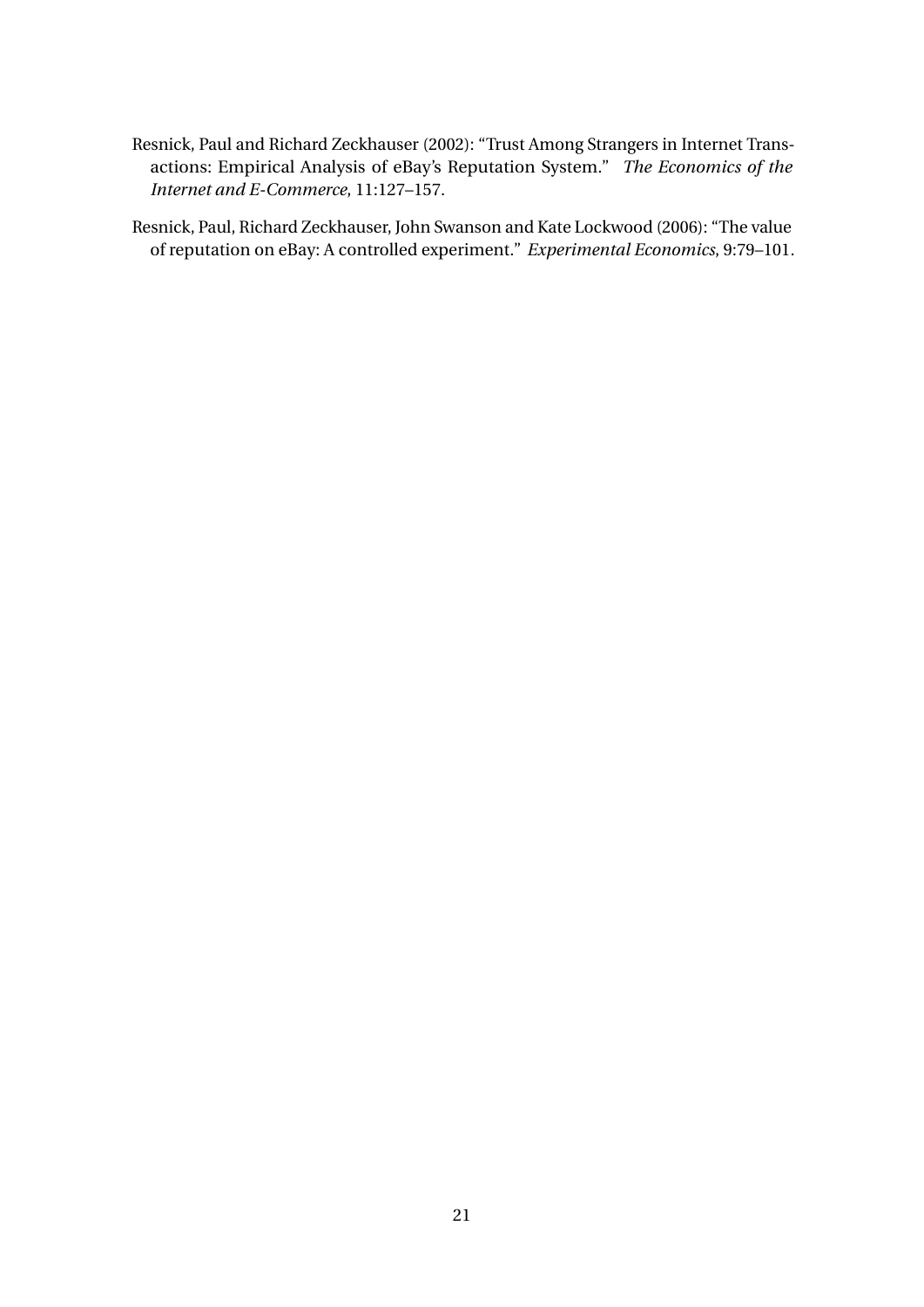Resnick, Paul and Richard Zeckhauser (2002): "Trust Among Strangers in Internet Transactions: Empirical Analysis of eBay's Reputation System." *The Economics of the Internet and E-Commerce*, 11:127–157.

Resnick, Paul, Richard Zeckhauser, John Swanson and Kate Lockwood (2006): "The value of reputation on eBay: A controlled experiment." *Experimental Economics*, 9:79–101.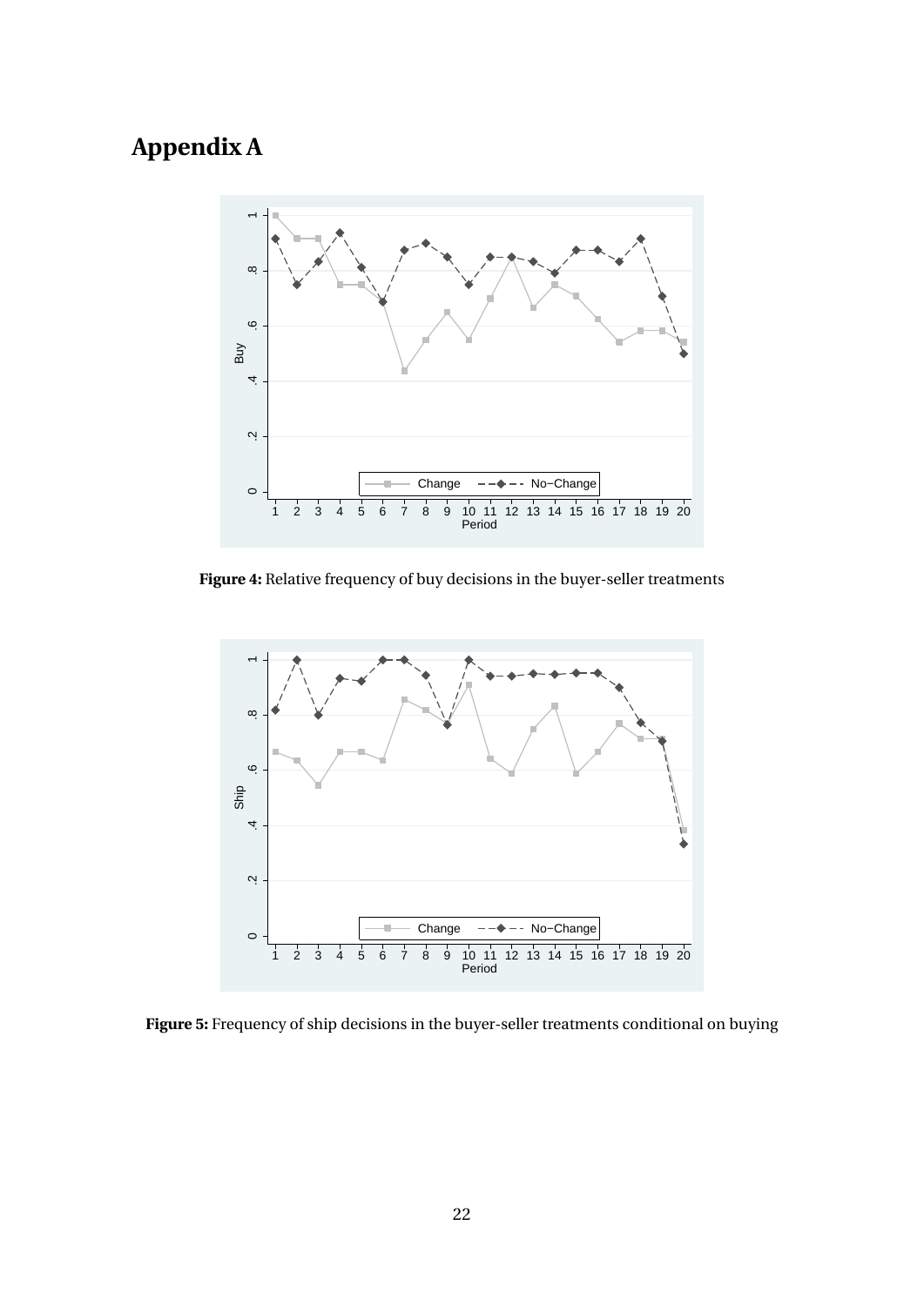# Appendix A

**Figure 4:** Relative frequency of buy decisions in the buyer-seller treatments

**Figure 5:** Frequency of ship decisions in the buyer-seller treatments conditional on buying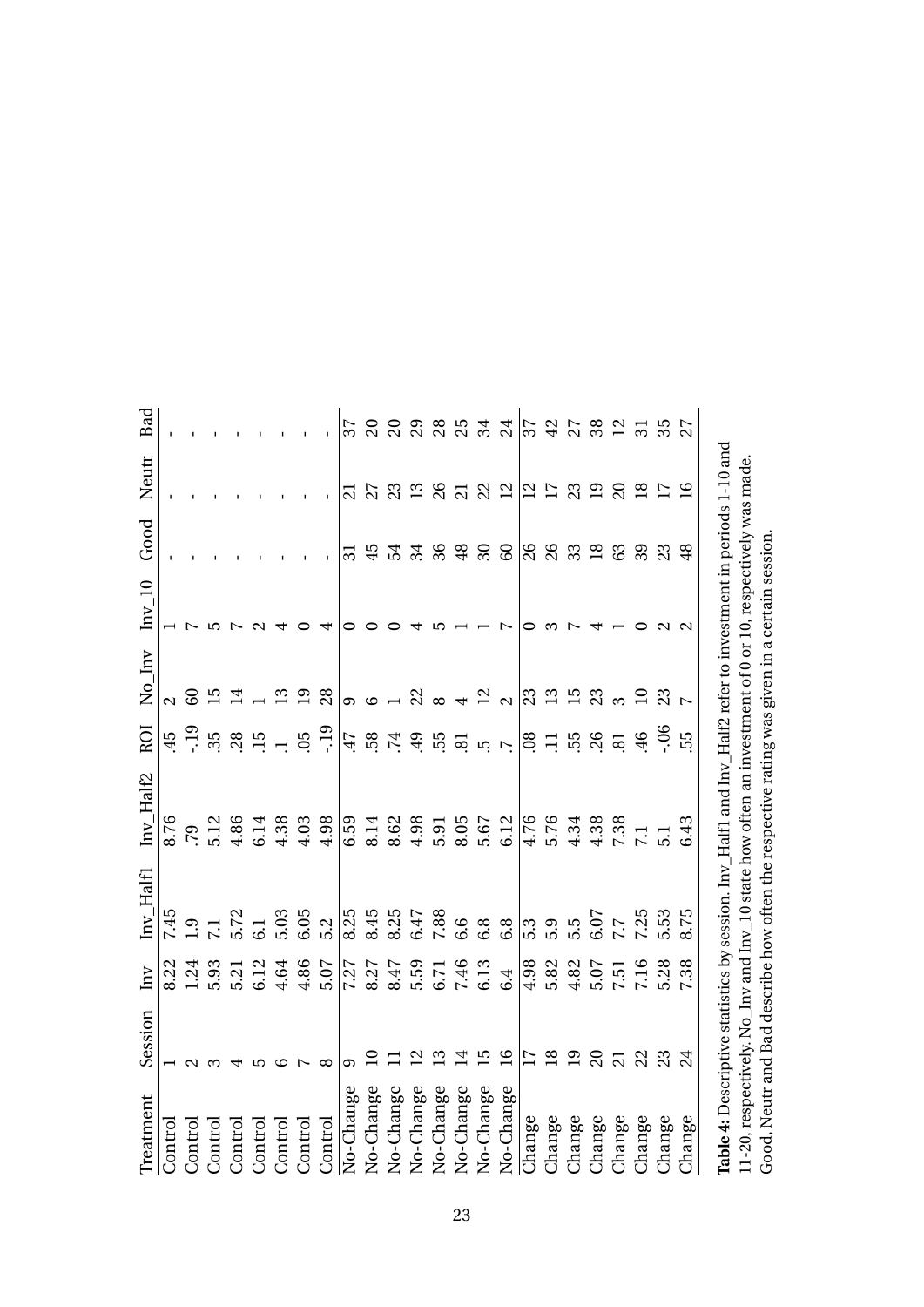| Treatment | Session | Inv | Inv_Half1 | Inv_Half2 | ROI | No_Inv | Inv_10 | Good | Neutr | Bad |
|---|---|---|---|---|---|---|---|---|---|---|
| Control | 1 | 8.22 | 7.45 | 8.76 | .45 | 2 | 1 | - | - | - |
| Control | 2 | 1.24 | 1.9 | .79 | -.19 | 60 | 7 | - | - | - |
| Control | 3 | 5.93 | 7.1 | 5.12 | .35 | 15 | 5 | - | - | - |
| Control | 4 | 5.21 | 5.72 | 4.86 | .28 | 14 | 7 | - | - | - |
| Control | 5 | 6.12 | 6.1 | 6.14 | .15 | 1 | 2 | - | - | - |
| Control | 6 | 4.64 | 5.03 | 4.38 | .1 | 13 | 4 | - | - | - |
| Control | 7 | 4.86 | 6.05 | 4.03 | .05 | 19 | 0 | - | - | - |
| Control | 8 | 5.07 | 5.2 | 4.98 | -.19 | 28 | 4 | - | - | - |
| No-Change | 9 | 7.27 | 8.25 | 6.59 | .47 | 9 | 0 | 31 | 21 | 37 |
| No-Change | 10 | 8.27 | 8.45 | 8.14 | .58 | 6 | 0 | 45 | 27 | 20 |
| No-Change | 11 | 8.47 | 8.25 | 8.62 | .74 | 1 | 0 | 54 | 23 | 20 |
| No-Change | 12 | 5.59 | 6.47 | 4.98 | .49 | 22 | 4 | 34 | 13 | 29 |
| No-Change | 13 | 6.71 | 7.88 | 5.91 | .55 | 8 | 5 | 36 | 26 | 28 |
| No-Change | 14 | 7.46 | 6.6 | 8.05 | .81 | 4 | 1 | 48 | 21 | 25 |
| No-Change | 15 | 6.13 | 6.8 | 5.67 | .5 | 12 | 1 | 30 | 22 | 34 |
| No-Change | 16 | 6.4 | 6.8 | 6.12 | .7 | 2 | 7 | 60 | 12 | 24 |
| Change | 17 | 4.98 | 5.3 | 4.76 | .08 | 23 | 0 | 26 | 12 | 37 |
| Change | 18 | 5.82 | 5.9 | 5.76 | .11 | 13 | 3 | 26 | 17 | 42 |
| Change | 19 | 4.82 | 5.5 | 4.34 | .55 | 15 | 7 | 33 | 23 | 27 |
| Change | 20 | 5.07 | 6.07 | 4.38 | .26 | 23 | 4 | 18 | 19 | 38 |
| Change | 21 | 7.51 | 7.7 | 7.38 | .81 | 3 | 1 | 63 | 20 | 12 |
| Change | 22 | 7.16 | 7.25 | 7.1 | .46 | 10 | 0 | 39 | 18 | 31 |
| Change | 23 | 5.28 | 5.53 | 5.1 | -.06 | 23 | 2 | 23 | 17 | 35 |
| Change | 24 | 7.38 | 8.75 | 6.43 | .55 | 7 | 2 | 48 | 16 | 27 |

**Table 4:** Descriptive statistics by session. Inv_Half1 and Inv_Half2 refer to investment in periods 1-10 and 11-20, respectively. No_Inv and Inv_10 state how often an investment of 0 or 10, respectively was made. Good, Neutr and Bad describe how often the respective rating was given in a certain session.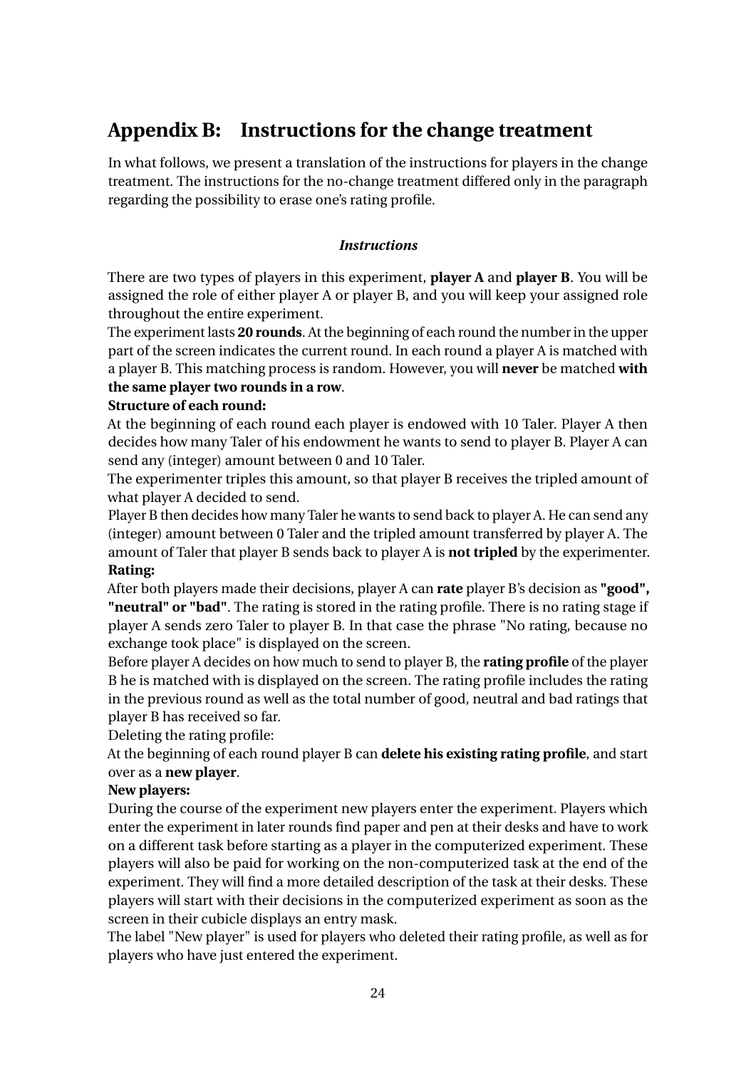# Appendix B: Instructions for the change treatment

In what follows, we present a translation of the instructions for players in the change treatment. The instructions for the no-change treatment differed only in the paragraph regarding the possibility to erase one's rating profile.

***Instructions***

There are two types of players in this experiment, **player A** and **player B**. You will be assigned the role of either player A or player B, and you will keep your assigned role throughout the entire experiment.

The experiment lasts **20 rounds**. At the beginning of each round the number in the upper part of the screen indicates the current round. In each round a player A is matched with a player B. This matching process is random. However, you will **never** be matched **with the same player two rounds in a row**.

**Structure of each round:**

At the beginning of each round each player is endowed with 10 Taler. Player A then decides how many Taler of his endowment he wants to send to player B. Player A can send any (integer) amount between 0 and 10 Taler.

The experimenter triples this amount, so that player B receives the tripled amount of what player A decided to send.

Player B then decides how many Taler he wants to send back to player A. He can send any (integer) amount between 0 Taler and the tripled amount transferred by player A. The amount of Taler that player B sends back to player A is **not tripled** by the experimenter.

**Rating:**

After both players made their decisions, player A can **rate** player B's decision as **"good", "neutral" or "bad"**. The rating is stored in the rating profile. There is no rating stage if player A sends zero Taler to player B. In that case the phrase "No rating, because no exchange took place" is displayed on the screen.

Before player A decides on how much to send to player B, the **rating profile** of the player B he is matched with is displayed on the screen. The rating profile includes the rating in the previous round as well as the total number of good, neutral and bad ratings that player B has received so far.

Deleting the rating profile:

At the beginning of each round player B can **delete his existing rating profile**, and start over as a **new player**.

**New players:**

During the course of the experiment new players enter the experiment. Players which enter the experiment in later rounds find paper and pen at their desks and have to work on a different task before starting as a player in the computerized experiment. These players will also be paid for working on the non-computerized task at the end of the experiment. They will find a more detailed description of the task at their desks. These players will start with their decisions in the computerized experiment as soon as the screen in their cubicle displays an entry mask.

The label "New player" is used for players who deleted their rating profile, as well as for players who have just entered the experiment.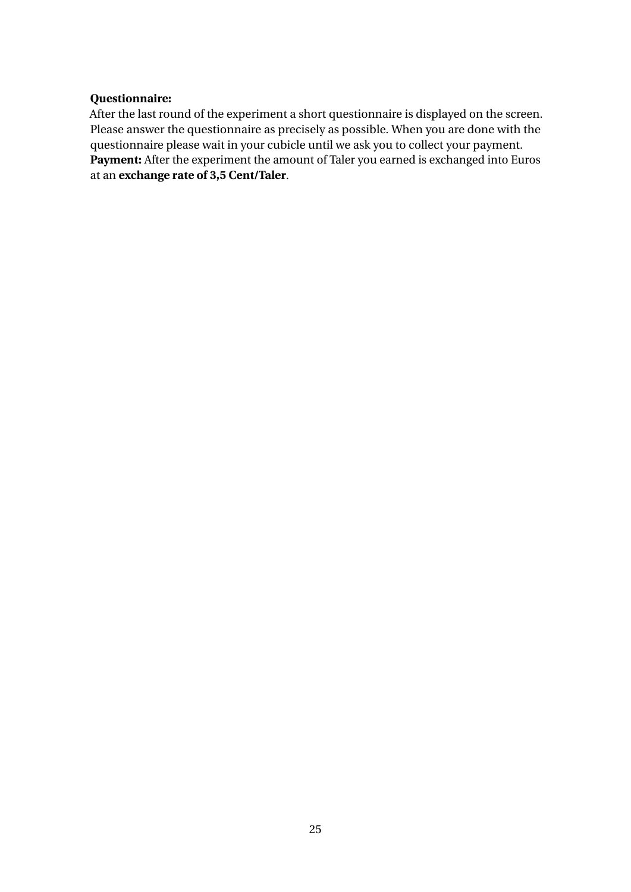**Questionnaire:**
After the last round of the experiment a short questionnaire is displayed on the screen. Please answer the questionnaire as precisely as possible. When you are done with the questionnaire please wait in your cubicle until we ask you to collect your payment.
**Payment:** After the experiment the amount of Taler you earned is exchanged into Euros at an **exchange rate of 3,5 Cent/Taler**.